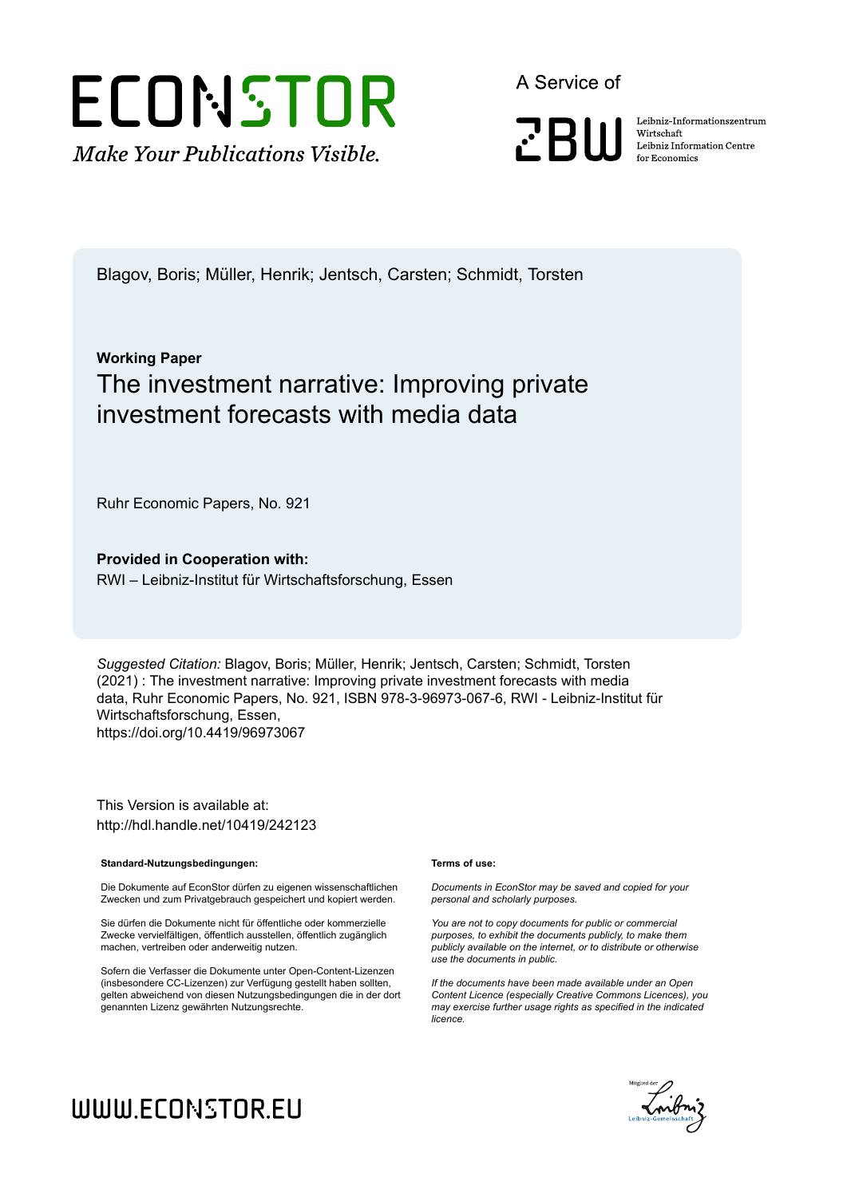ECONSTOR

*Make Your Publications Visible.*

A Service of

ZBW

Leibniz-Informationszentrum Wirtschaft
Leibniz Information Centre for Economics

Blagov, Boris; Müller, Henrik; Jentsch, Carsten; Schmidt, Torsten

**Working Paper**

# The investment narrative: Improving private investment forecasts with media data

Ruhr Economic Papers, No. 921

**Provided in Cooperation with:**
RWI – Leibniz-Institut für Wirtschaftsforschung, Essen

*Suggested Citation:* Blagov, Boris; Müller, Henrik; Jentsch, Carsten; Schmidt, Torsten (2021) : The investment narrative: Improving private investment forecasts with media data, Ruhr Economic Papers, No. 921, ISBN 978-3-96973-067-6, RWI - Leibniz-Institut für Wirtschaftsforschung, Essen,
https://doi.org/10.4419/96973067

This Version is available at:
http://hdl.handle.net/10419/242123

**Standard-Nutzungsbedingungen:**

Die Dokumente auf EconStor dürfen zu eigenen wissenschaftlichen Zwecken und zum Privatgebrauch gespeichert und kopiert werden.

Sie dürfen die Dokumente nicht für öffentliche oder kommerzielle Zwecke vervielfältigen, öffentlich ausstellen, öffentlich zugänglich machen, vertreiben oder anderweitig nutzen.

Sofern die Verfasser die Dokumente unter Open-Content-Lizenzen (insbesondere CC-Lizenzen) zur Verfügung gestellt haben sollten, gelten abweichend von diesen Nutzungsbedingungen die in der dort genannten Lizenz gewährten Nutzungsrechte.

**Terms of use:**

*Documents in EconStor may be saved and copied for your personal and scholarly purposes.*

*You are not to copy documents for public or commercial purposes, to exhibit the documents publicly, to make them publicly available on the internet, or to distribute or otherwise use the documents in public.*

*If the documents have been made available under an Open Content Licence (especially Creative Commons Licences), you may exercise further usage rights as specified in the indicated licence.*

WWW.ECONSTOR.EU

Mitglied der Leibniz-Gemeinschaft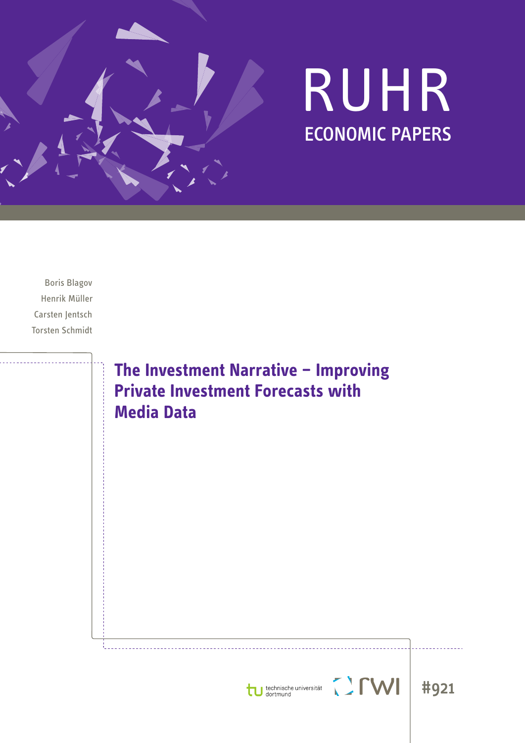RUHR

ECONOMIC PAPERS

Boris Blagov

Henrik Müller

Carsten Jentsch

Torsten Schmidt

# The Investment Narrative – Improving Private Investment Forecasts with Media Data

technische universität dortmund

rwi

#921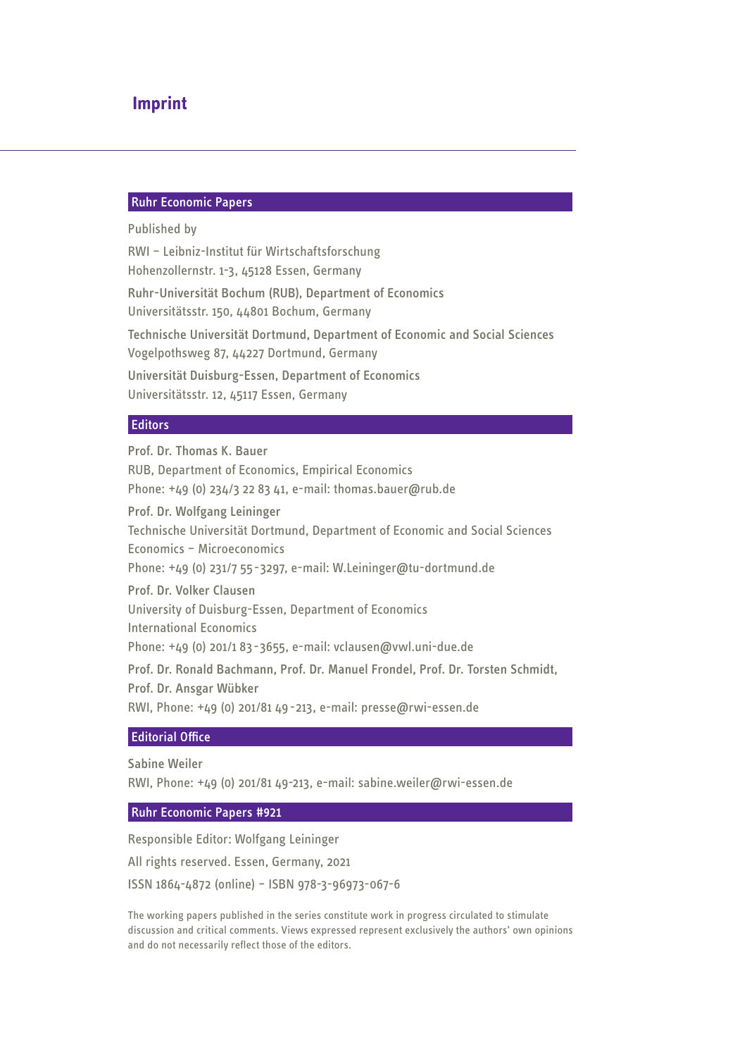# Imprint

## Ruhr Economic Papers

Published by

RWI – Leibniz-Institut für Wirtschaftsforschung
Hohenzollernstr. 1-3, 45128 Essen, Germany

Ruhr-Universität Bochum (RUB), Department of Economics
Universitätsstr. 150, 44801 Bochum, Germany

Technische Universität Dortmund, Department of Economic and Social Sciences
Vogelpothsweg 87, 44227 Dortmund, Germany

Universität Duisburg-Essen, Department of Economics
Universitätsstr. 12, 45117 Essen, Germany

## Editors

Prof. Dr. Thomas K. Bauer
RUB, Department of Economics, Empirical Economics
Phone: +49 (0) 234/3 22 83 41, e-mail: thomas.bauer@rub.de

Prof. Dr. Wolfgang Leininger
Technische Universität Dortmund, Department of Economic and Social Sciences
Economics – Microeconomics
Phone: +49 (0) 231/7 55-3297, e-mail: W.Leininger@tu-dortmund.de

Prof. Dr. Volker Clausen
University of Duisburg-Essen, Department of Economics
International Economics
Phone: +49 (0) 201/1 83-3655, e-mail: vclausen@vwl.uni-due.de

Prof. Dr. Ronald Bachmann, Prof. Dr. Manuel Frondel, Prof. Dr. Torsten Schmidt,
Prof. Dr. Ansgar Wübker
RWI, Phone: +49 (0) 201/81 49-213, e-mail: presse@rwi-essen.de

## Editorial Office

Sabine Weiler
RWI, Phone: +49 (0) 201/81 49-213, e-mail: sabine.weiler@rwi-essen.de

## Ruhr Economic Papers #921

Responsible Editor: Wolfgang Leininger

All rights reserved. Essen, Germany, 2021

ISSN 1864-4872 (online) – ISBN 978-3-96973-067-6

The working papers published in the series constitute work in progress circulated to stimulate discussion and critical comments. Views expressed represent exclusively the authors' own opinions and do not necessarily reflect those of the editors.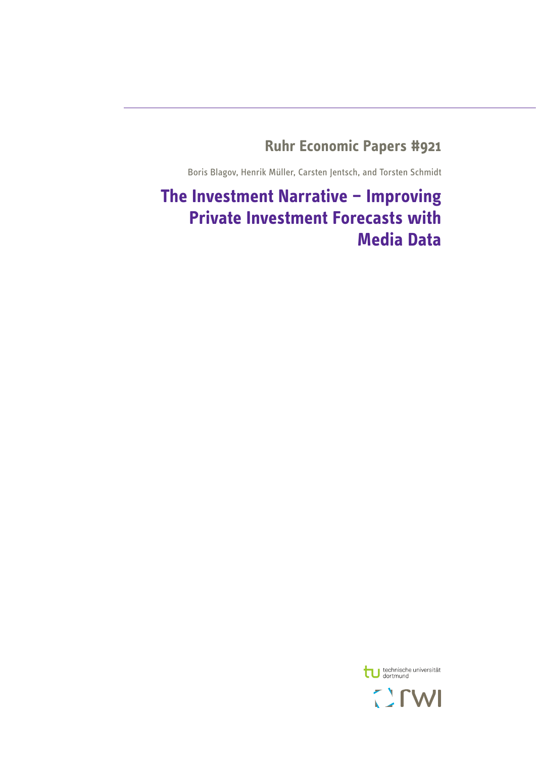**Ruhr Economic Papers #921**

Boris Blagov, Henrik Müller, Carsten Jentsch, and Torsten Schmidt

# The Investment Narrative – Improving Private Investment Forecasts with Media Data

technische universität dortmund

rwi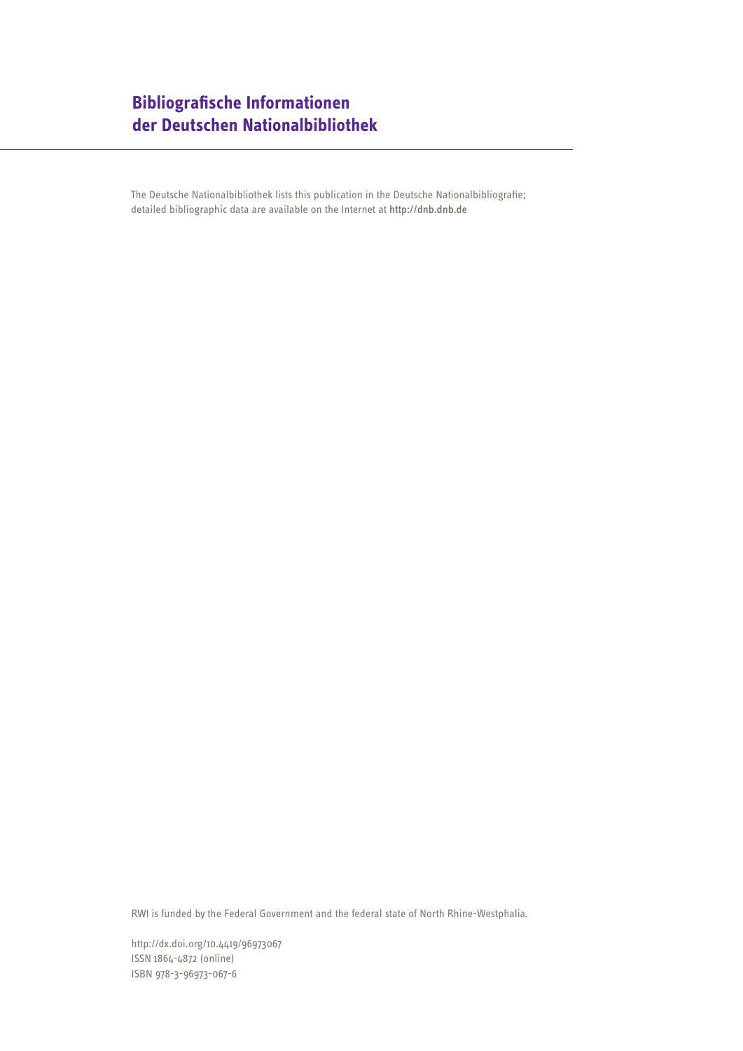## Bibliografische Informationen der Deutschen Nationalbibliothek

The Deutsche Nationalbibliothek lists this publication in the Deutsche Nationalbibliografie; detailed bibliographic data are available on the Internet at http://dnb.dnb.de

RWI is funded by the Federal Government and the federal state of North Rhine-Westphalia.

http://dx.doi.org/10.4419/96973067
ISSN 1864-4872 (online)
ISBN 978-3-96973-067-6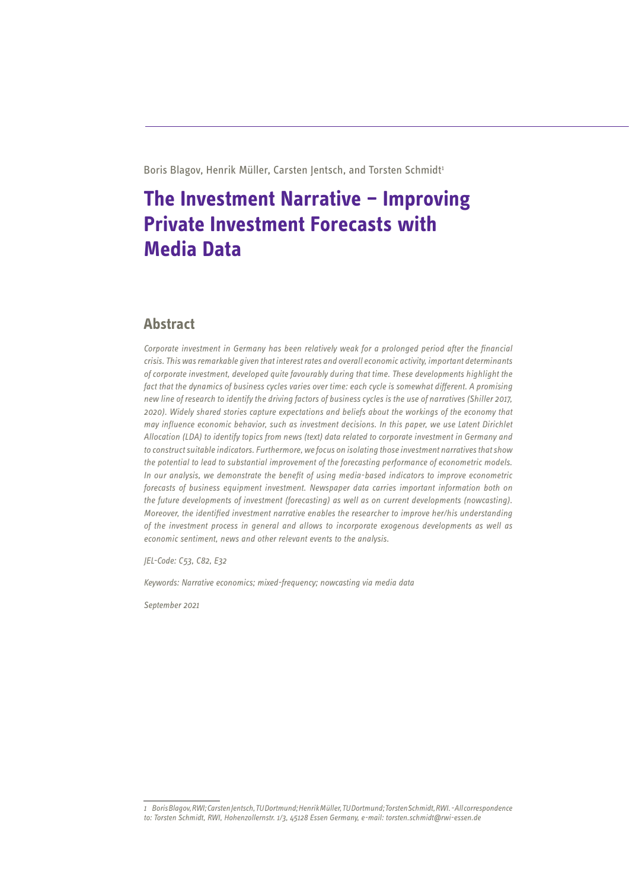Boris Blagov, Henrik Müller, Carsten Jentsch, and Torsten Schmidt[1]

# The Investment Narrative – Improving Private Investment Forecasts with Media Data

## Abstract

*Corporate investment in Germany has been relatively weak for a prolonged period after the financial crisis. This was remarkable given that interest rates and overall economic activity, important determinants of corporate investment, developed quite favourably during that time. These developments highlight the fact that the dynamics of business cycles varies over time: each cycle is somewhat different. A promising new line of research to identify the driving factors of business cycles is the use of narratives (Shiller 2017, 2020). Widely shared stories capture expectations and beliefs about the workings of the economy that may influence economic behavior, such as investment decisions. In this paper, we use Latent Dirichlet Allocation (LDA) to identify topics from news (text) data related to corporate investment in Germany and to construct suitable indicators. Furthermore, we focus on isolating those investment narratives that show the potential to lead to substantial improvement of the forecasting performance of econometric models. In our analysis, we demonstrate the benefit of using media-based indicators to improve econometric forecasts of business equipment investment. Newspaper data carries important information both on the future developments of investment (forecasting) as well as on current developments (nowcasting). Moreover, the identified investment narrative enables the researcher to improve her/his understanding of the investment process in general and allows to incorporate exogenous developments as well as economic sentiment, news and other relevant events to the analysis.*

*JEL-Code: C53, C82, E32*

*Keywords: Narrative economics; mixed-frequency; nowcasting via media data*

*September 2021*

---

*1 Boris Blagov, RWI; Carsten Jentsch, TU Dortmund; Henrik Müller, TU Dortmund; Torsten Schmidt, RWI. - All correspondence to: Torsten Schmidt, RWI, Hohenzollernstr. 1/3, 45128 Essen Germany, e-mail: torsten.schmidt@rwi-essen.de*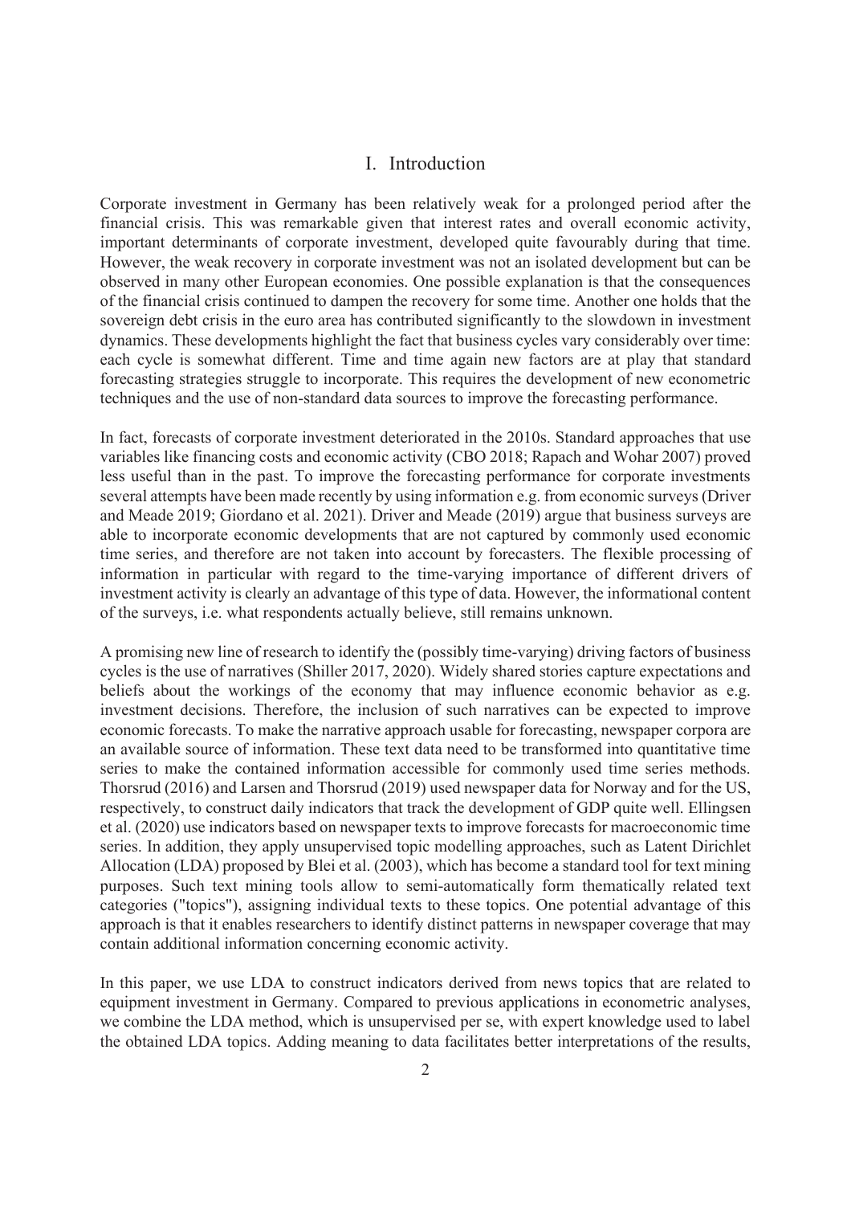# I. Introduction

Corporate investment in Germany has been relatively weak for a prolonged period after the financial crisis. This was remarkable given that interest rates and overall economic activity, important determinants of corporate investment, developed quite favourably during that time. However, the weak recovery in corporate investment was not an isolated development but can be observed in many other European economies. One possible explanation is that the consequences of the financial crisis continued to dampen the recovery for some time. Another one holds that the sovereign debt crisis in the euro area has contributed significantly to the slowdown in investment dynamics. These developments highlight the fact that business cycles vary considerably over time: each cycle is somewhat different. Time and time again new factors are at play that standard forecasting strategies struggle to incorporate. This requires the development of new econometric techniques and the use of non-standard data sources to improve the forecasting performance.

In fact, forecasts of corporate investment deteriorated in the 2010s. Standard approaches that use variables like financing costs and economic activity (CBO 2018; Rapach and Wohar 2007) proved less useful than in the past. To improve the forecasting performance for corporate investments several attempts have been made recently by using information e.g. from economic surveys (Driver and Meade 2019; Giordano et al. 2021). Driver and Meade (2019) argue that business surveys are able to incorporate economic developments that are not captured by commonly used economic time series, and therefore are not taken into account by forecasters. The flexible processing of information in particular with regard to the time-varying importance of different drivers of investment activity is clearly an advantage of this type of data. However, the informational content of the surveys, i.e. what respondents actually believe, still remains unknown.

A promising new line of research to identify the (possibly time-varying) driving factors of business cycles is the use of narratives (Shiller 2017, 2020). Widely shared stories capture expectations and beliefs about the workings of the economy that may influence economic behavior as e.g. investment decisions. Therefore, the inclusion of such narratives can be expected to improve economic forecasts. To make the narrative approach usable for forecasting, newspaper corpora are an available source of information. These text data need to be transformed into quantitative time series to make the contained information accessible for commonly used time series methods. Thorsrud (2016) and Larsen and Thorsrud (2019) used newspaper data for Norway and for the US, respectively, to construct daily indicators that track the development of GDP quite well. Ellingsen et al. (2020) use indicators based on newspaper texts to improve forecasts for macroeconomic time series. In addition, they apply unsupervised topic modelling approaches, such as Latent Dirichlet Allocation (LDA) proposed by Blei et al. (2003), which has become a standard tool for text mining purposes. Such text mining tools allow to semi-automatically form thematically related text categories ("topics"), assigning individual texts to these topics. One potential advantage of this approach is that it enables researchers to identify distinct patterns in newspaper coverage that may contain additional information concerning economic activity.

In this paper, we use LDA to construct indicators derived from news topics that are related to equipment investment in Germany. Compared to previous applications in econometric analyses, we combine the LDA method, which is unsupervised per se, with expert knowledge used to label the obtained LDA topics. Adding meaning to data facilitates better interpretations of the results,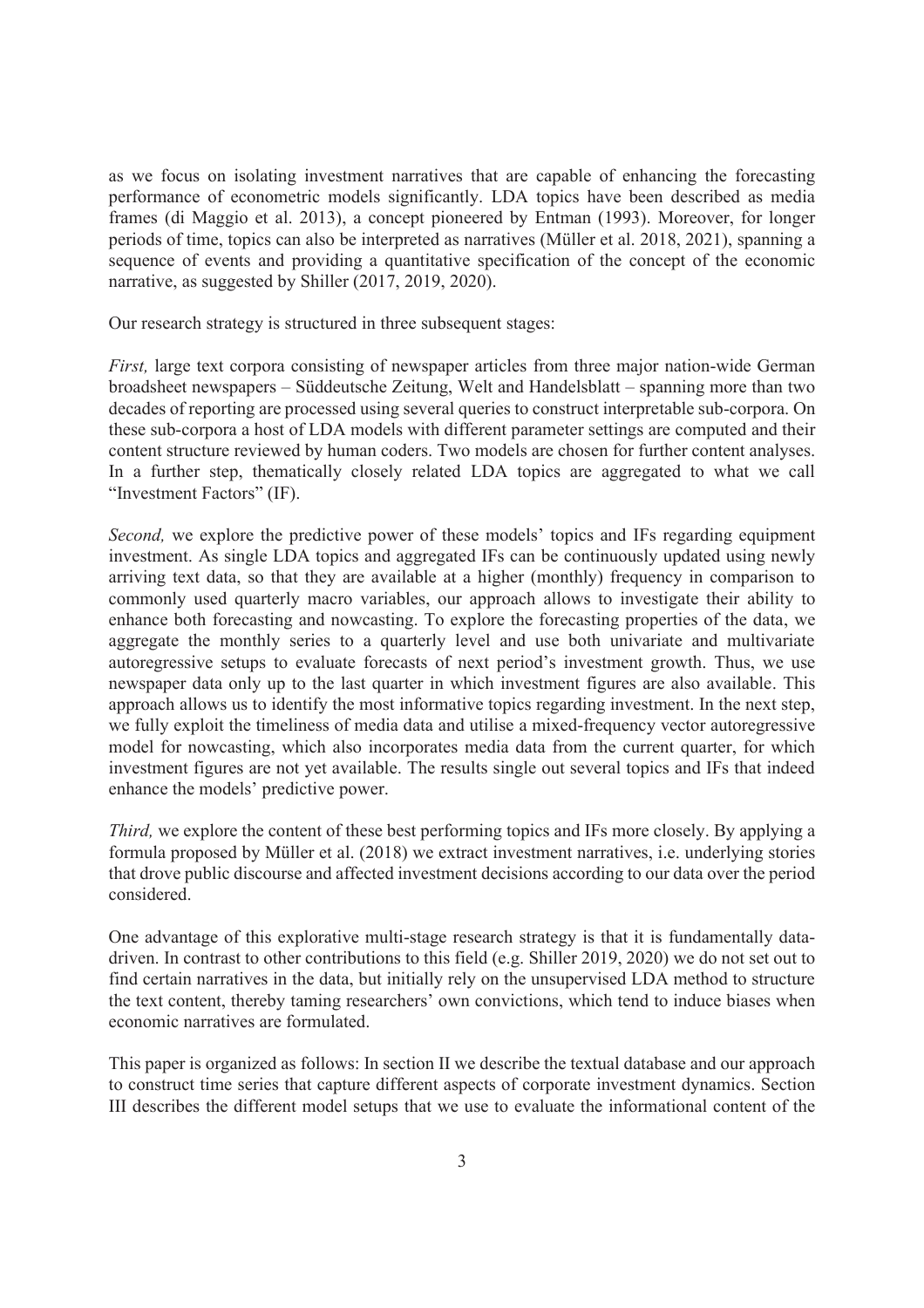as we focus on isolating investment narratives that are capable of enhancing the forecasting performance of econometric models significantly. LDA topics have been described as media frames (di Maggio et al. 2013), a concept pioneered by Entman (1993). Moreover, for longer periods of time, topics can also be interpreted as narratives (Müller et al. 2018, 2021), spanning a sequence of events and providing a quantitative specification of the concept of the economic narrative, as suggested by Shiller (2017, 2019, 2020).

Our research strategy is structured in three subsequent stages:

*First,* large text corpora consisting of newspaper articles from three major nation-wide German broadsheet newspapers – Süddeutsche Zeitung, Welt and Handelsblatt – spanning more than two decades of reporting are processed using several queries to construct interpretable sub-corpora. On these sub-corpora a host of LDA models with different parameter settings are computed and their content structure reviewed by human coders. Two models are chosen for further content analyses. In a further step, thematically closely related LDA topics are aggregated to what we call "Investment Factors" (IF).

*Second,* we explore the predictive power of these models' topics and IFs regarding equipment investment. As single LDA topics and aggregated IFs can be continuously updated using newly arriving text data, so that they are available at a higher (monthly) frequency in comparison to commonly used quarterly macro variables, our approach allows to investigate their ability to enhance both forecasting and nowcasting. To explore the forecasting properties of the data, we aggregate the monthly series to a quarterly level and use both univariate and multivariate autoregressive setups to evaluate forecasts of next period's investment growth. Thus, we use newspaper data only up to the last quarter in which investment figures are also available. This approach allows us to identify the most informative topics regarding investment. In the next step, we fully exploit the timeliness of media data and utilise a mixed-frequency vector autoregressive model for nowcasting, which also incorporates media data from the current quarter, for which investment figures are not yet available. The results single out several topics and IFs that indeed enhance the models' predictive power.

*Third,* we explore the content of these best performing topics and IFs more closely. By applying a formula proposed by Müller et al. (2018) we extract investment narratives, i.e. underlying stories that drove public discourse and affected investment decisions according to our data over the period considered.

One advantage of this explorative multi-stage research strategy is that it is fundamentally data-driven. In contrast to other contributions to this field (e.g. Shiller 2019, 2020) we do not set out to find certain narratives in the data, but initially rely on the unsupervised LDA method to structure the text content, thereby taming researchers' own convictions, which tend to induce biases when economic narratives are formulated.

This paper is organized as follows: In section II we describe the textual database and our approach to construct time series that capture different aspects of corporate investment dynamics. Section III describes the different model setups that we use to evaluate the informational content of the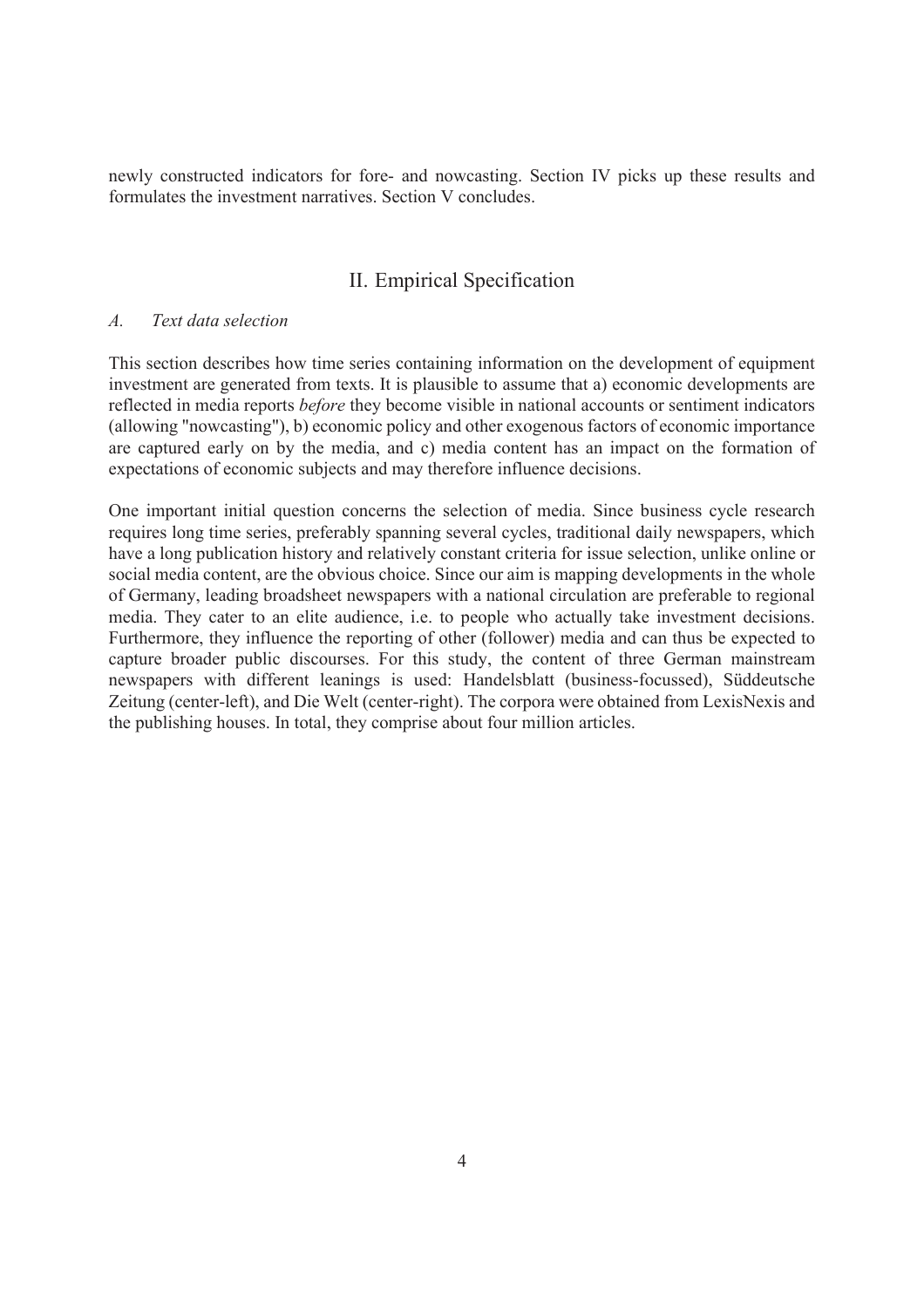newly constructed indicators for fore- and nowcasting. Section IV picks up these results and formulates the investment narratives. Section V concludes.

## II. Empirical Specification

### *A. Text data selection*

This section describes how time series containing information on the development of equipment investment are generated from texts. It is plausible to assume that a) economic developments are reflected in media reports *before* they become visible in national accounts or sentiment indicators (allowing "nowcasting"), b) economic policy and other exogenous factors of economic importance are captured early on by the media, and c) media content has an impact on the formation of expectations of economic subjects and may therefore influence decisions.

One important initial question concerns the selection of media. Since business cycle research requires long time series, preferably spanning several cycles, traditional daily newspapers, which have a long publication history and relatively constant criteria for issue selection, unlike online or social media content, are the obvious choice. Since our aim is mapping developments in the whole of Germany, leading broadsheet newspapers with a national circulation are preferable to regional media. They cater to an elite audience, i.e. to people who actually take investment decisions. Furthermore, they influence the reporting of other (follower) media and can thus be expected to capture broader public discourses. For this study, the content of three German mainstream newspapers with different leanings is used: Handelsblatt (business-focussed), Süddeutsche Zeitung (center-left), and Die Welt (center-right). The corpora were obtained from LexisNexis and the publishing houses. In total, they comprise about four million articles.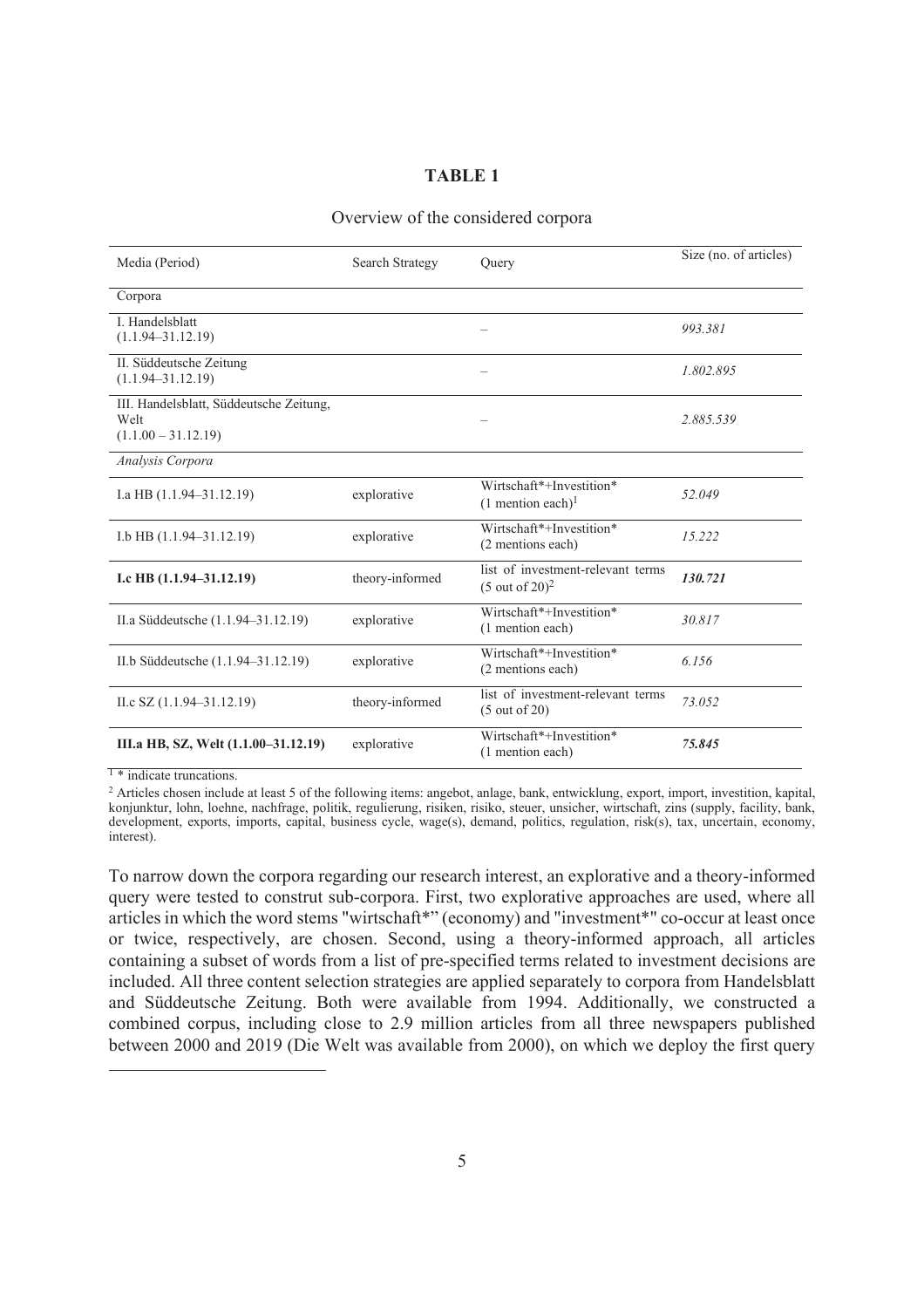**TABLE 1**

Overview of the considered corpora

| Media (Period) | Search Strategy | Query | Size (no. of articles) |
|---|---|---|---|
| Corpora | | | |
| I. Handelsblatt (1.1.94–31.12.19) | | – | *993.381* |
| II. Süddeutsche Zeitung (1.1.94–31.12.19) | | – | *1.802.895* |
| III. Handelsblatt, Süddeutsche Zeitung, Welt (1.1.00 – 31.12.19) | | – | *2.885.539* |
| *Analysis Corpora* | | | |
| I.a HB (1.1.94–31.12.19) | explorative | Wirtschaft*+Investition* (1 mention each)[1] | *52.049* |
| I.b HB (1.1.94–31.12.19) | explorative | Wirtschaft*+Investition* (2 mentions each) | *15.222* |
| **I.c HB (1.1.94–31.12.19)** | theory-informed | list of investment-relevant terms (5 out of 20)[2] | ***130.721*** |
| II.a Süddeutsche (1.1.94–31.12.19) | explorative | Wirtschaft*+Investition* (1 mention each) | *30.817* |
| II.b Süddeutsche (1.1.94–31.12.19) | explorative | Wirtschaft*+Investition* (2 mentions each) | *6.156* |
| II.c SZ (1.1.94–31.12.19) | theory-informed | list of investment-relevant terms (5 out of 20) | *73.052* |
| **III.a HB, SZ, Welt (1.1.00–31.12.19)** | explorative | Wirtschaft*+Investition* (1 mention each) | ***75.845*** |

[1] * indicate truncations.

[2] Articles chosen include at least 5 of the following items: angebot, anlage, bank, entwicklung, export, import, investition, kapital, konjunktur, lohn, loehne, nachfrage, politik, regulierung, risiken, risiko, steuer, unsicher, wirtschaft, zins (supply, facility, bank, development, exports, imports, capital, business cycle, wage(s), demand, politics, regulation, risk(s), tax, uncertain, economy, interest).

To narrow down the corpora regarding our research interest, an explorative and a theory-informed query were tested to construt sub-corpora. First, two explorative approaches are used, where all articles in which the word stems "wirtschaft*" (economy) and "investment*" co-occur at least once or twice, respectively, are chosen. Second, using a theory-informed approach, all articles containing a subset of words from a list of pre-specified terms related to investment decisions are included. All three content selection strategies are applied separately to corpora from Handelsblatt and Süddeutsche Zeitung. Both were available from 1994. Additionally, we constructed a combined corpus, including close to 2.9 million articles from all three newspapers published between 2000 and 2019 (Die Welt was available from 2000), on which we deploy the first query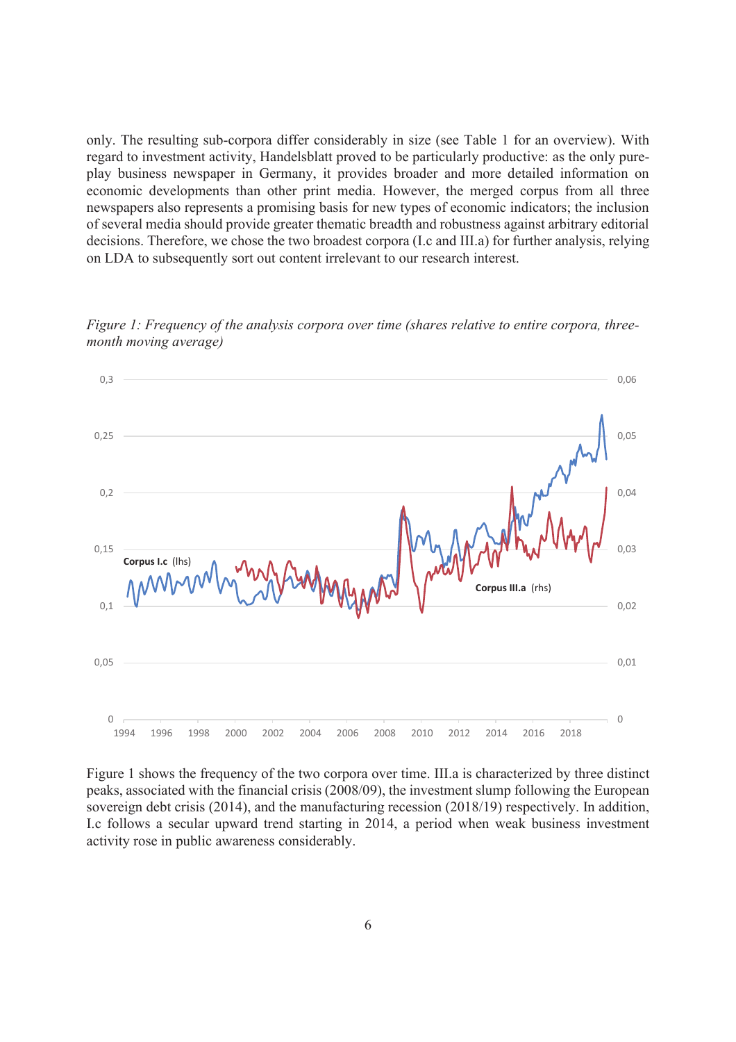only. The resulting sub-corpora differ considerably in size (see Table 1 for an overview). With regard to investment activity, Handelsblatt proved to be particularly productive: as the only pure-play business newspaper in Germany, it provides broader and more detailed information on economic developments than other print media. However, the merged corpus from all three newspapers also represents a promising basis for new types of economic indicators; the inclusion of several media should provide greater thematic breadth and robustness against arbitrary editorial decisions. Therefore, we chose the two broadest corpora (I.c and III.a) for further analysis, relying on LDA to subsequently sort out content irrelevant to our research interest.

*Figure 1: Frequency of the analysis corpora over time (shares relative to entire corpora, three-month moving average)*

Figure 1 shows the frequency of the two corpora over time. III.a is characterized by three distinct peaks, associated with the financial crisis (2008/09), the investment slump following the European sovereign debt crisis (2014), and the manufacturing recession (2018/19) respectively. In addition, I.c follows a secular upward trend starting in 2014, a period when weak business investment activity rose in public awareness considerably.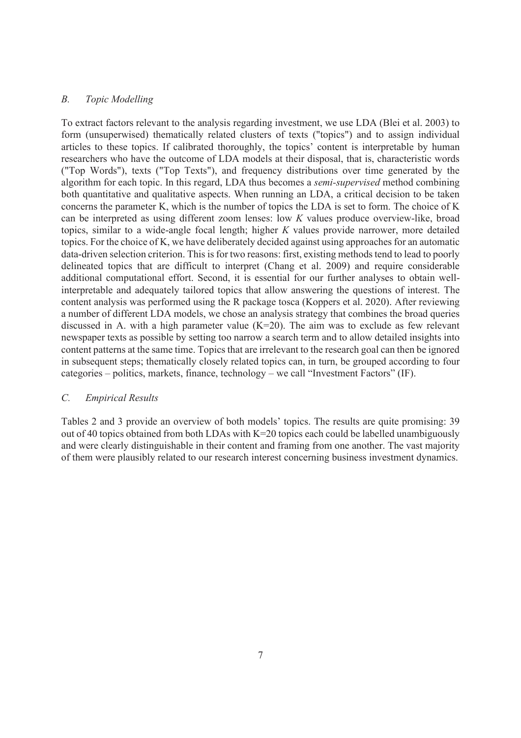### *B. Topic Modelling*

To extract factors relevant to the analysis regarding investment, we use LDA (Blei et al. 2003) to form (unsuperwised) thematically related clusters of texts ("topics") and to assign individual articles to these topics. If calibrated thoroughly, the topics' content is interpretable by human researchers who have the outcome of LDA models at their disposal, that is, characteristic words ("Top Words"), texts ("Top Texts"), and frequency distributions over time generated by the algorithm for each topic. In this regard, LDA thus becomes a *semi-supervised* method combining both quantitative and qualitative aspects. When running an LDA, a critical decision to be taken concerns the parameter K, which is the number of topics the LDA is set to form. The choice of K can be interpreted as using different zoom lenses: low $K$ values produce overview-like, broad topics, similar to a wide-angle focal length; higher $K$ values provide narrower, more detailed topics. For the choice of K, we have deliberately decided against using approaches for an automatic data-driven selection criterion. This is for two reasons: first, existing methods tend to lead to poorly delineated topics that are difficult to interpret (Chang et al. 2009) and require considerable additional computational effort. Second, it is essential for our further analyses to obtain well-interpretable and adequately tailored topics that allow answering the questions of interest. The content analysis was performed using the R package tosca (Koppers et al. 2020). After reviewing a number of different LDA models, we chose an analysis strategy that combines the broad queries discussed in A. with a high parameter value (K=20). The aim was to exclude as few relevant newspaper texts as possible by setting too narrow a search term and to allow detailed insights into content patterns at the same time. Topics that are irrelevant to the research goal can then be ignored in subsequent steps; thematically closely related topics can, in turn, be grouped according to four categories – politics, markets, finance, technology – we call "Investment Factors" (IF).

### *C. Empirical Results*

Tables 2 and 3 provide an overview of both models' topics. The results are quite promising: 39 out of 40 topics obtained from both LDAs with K=20 topics each could be labelled unambiguously and were clearly distinguishable in their content and framing from one another. The vast majority of them were plausibly related to our research interest concerning business investment dynamics.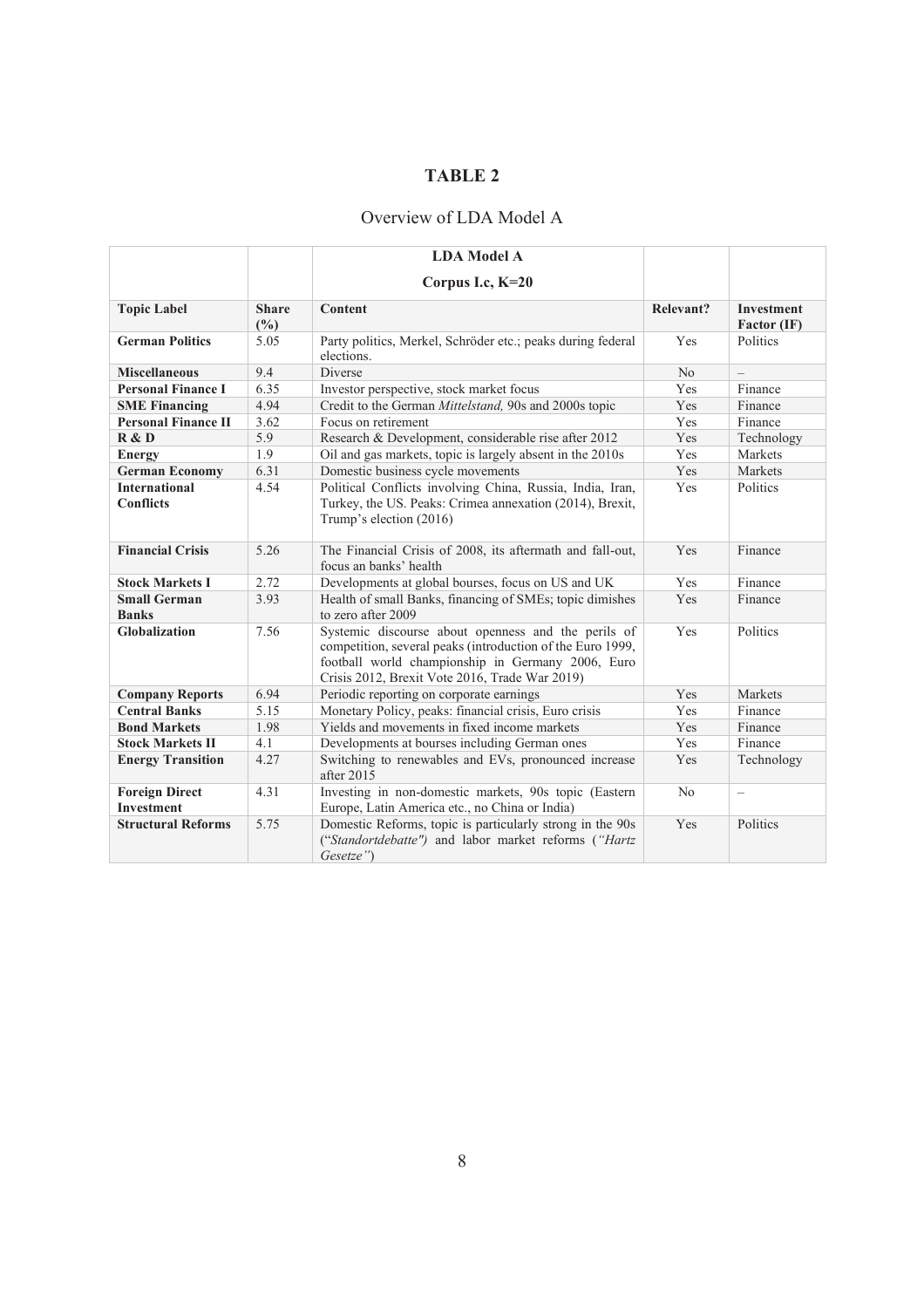## TABLE 2

Overview of LDA Model A

| | | **LDA Model A**<br>**Corpus I.c, K=20** | | |
|---|---|---|---|---|
| **Topic Label** | **Share (%)** | **Content** | **Relevant?** | **Investment Factor (IF)** |
| **German Politics** | 5.05 | Party politics, Merkel, Schröder etc.; peaks during federal elections. | Yes | Politics |
| **Miscellaneous** | 9.4 | Diverse | No | – |
| **Personal Finance I** | 6.35 | Investor perspective, stock market focus | Yes | Finance |
| **SME Financing** | 4.94 | Credit to the German *Mittelstand,* 90s and 2000s topic | Yes | Finance |
| **Personal Finance II** | 3.62 | Focus on retirement | Yes | Finance |
| **R & D** | 5.9 | Research & Development, considerable rise after 2012 | Yes | Technology |
| **Energy** | 1.9 | Oil and gas markets, topic is largely absent in the 2010s | Yes | Markets |
| **German Economy** | 6.31 | Domestic business cycle movements | Yes | Markets |
| **International Conflicts** | 4.54 | Political Conflicts involving China, Russia, India, Iran, Turkey, the US. Peaks: Crimea annexation (2014), Brexit, Trump's election (2016) | Yes | Politics |
| **Financial Crisis** | 5.26 | The Financial Crisis of 2008, its aftermath and fall-out, focus an banks' health | Yes | Finance |
| **Stock Markets I** | 2.72 | Developments at global bourses, focus on US and UK | Yes | Finance |
| **Small German Banks** | 3.93 | Health of small Banks, financing of SMEs; topic dimishes to zero after 2009 | Yes | Finance |
| **Globalization** | 7.56 | Systemic discourse about openness and the perils of competition, several peaks (introduction of the Euro 1999, football world championship in Germany 2006, Euro Crisis 2012, Brexit Vote 2016, Trade War 2019) | Yes | Politics |
| **Company Reports** | 6.94 | Periodic reporting on corporate earnings | Yes | Markets |
| **Central Banks** | 5.15 | Monetary Policy, peaks: financial crisis, Euro crisis | Yes | Finance |
| **Bond Markets** | 1.98 | Yields and movements in fixed income markets | Yes | Finance |
| **Stock Markets II** | 4.1 | Developments at bourses including German ones | Yes | Finance |
| **Energy Transition** | 4.27 | Switching to renewables and EVs, pronounced increase after 2015 | Yes | Technology |
| **Foreign Direct Investment** | 4.31 | Investing in non-domestic markets, 90s topic (Eastern Europe, Latin America etc., no China or India) | No | – |
| **Structural Reforms** | 5.75 | Domestic Reforms, topic is particularly strong in the 90s ("*Standortdebatte")* and labor market reforms (*"Hartz Gesetze"*) | Yes | Politics |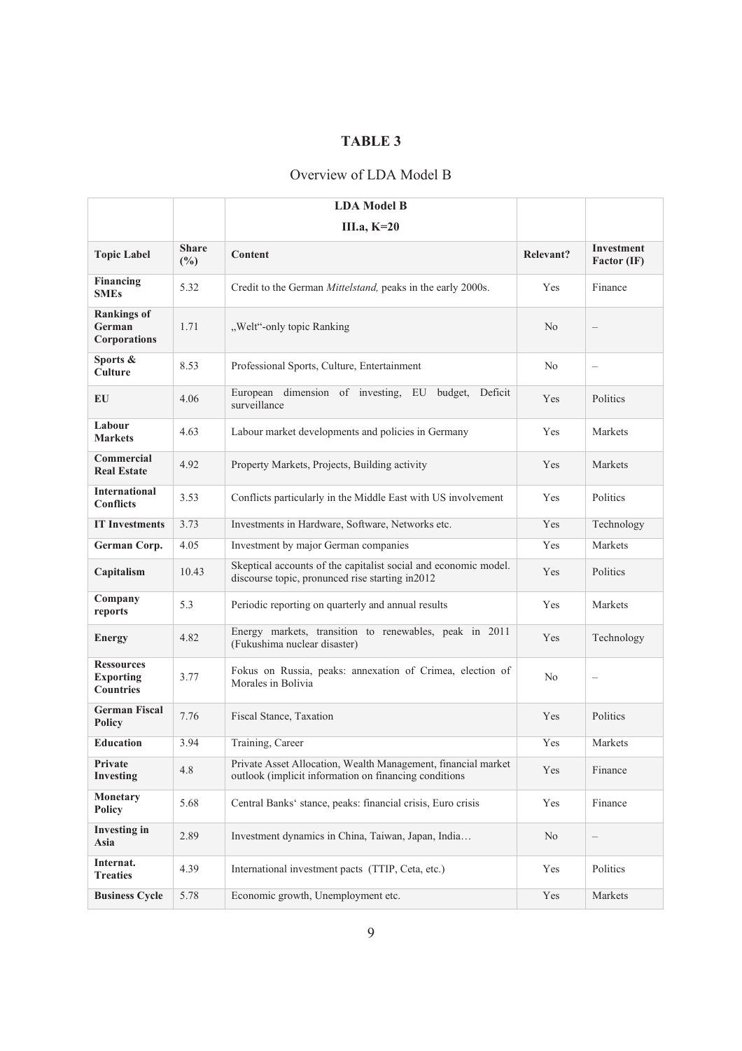# TABLE 3

## Overview of LDA Model B

| | | LDA Model B<br>III.a, K=20 | | |
|---|---|---|---|---|
| **Topic Label** | **Share (%)** | **Content** | **Relevant?** | **Investment Factor (IF)** |
| **Financing SMEs** | 5.32 | Credit to the German *Mittelstand,* peaks in the early 2000s. | Yes | Finance |
| **Rankings of German Corporations** | 1.71 | „Welt"-only topic Ranking | No | – |
| **Sports & Culture** | 8.53 | Professional Sports, Culture, Entertainment | No | – |
| **EU** | 4.06 | European dimension of investing, EU budget, Deficit surveillance | Yes | Politics |
| **Labour Markets** | 4.63 | Labour market developments and policies in Germany | Yes | Markets |
| **Commercial Real Estate** | 4.92 | Property Markets, Projects, Building activity | Yes | Markets |
| **International Conflicts** | 3.53 | Conflicts particularly in the Middle East with US involvement | Yes | Politics |
| **IT Investments** | 3.73 | Investments in Hardware, Software, Networks etc. | Yes | Technology |
| **German Corp.** | 4.05 | Investment by major German companies | Yes | Markets |
| **Capitalism** | 10.43 | Skeptical accounts of the capitalist social and economic model. discourse topic, pronunced rise starting in2012 | Yes | Politics |
| **Company reports** | 5.3 | Periodic reporting on quarterly and annual results | Yes | Markets |
| **Energy** | 4.82 | Energy markets, transition to renewables, peak in 2011 (Fukushima nuclear disaster) | Yes | Technology |
| **Ressources Exporting Countries** | 3.77 | Fokus on Russia, peaks: annexation of Crimea, election of Morales in Bolivia | No | – |
| **German Fiscal Policy** | 7.76 | Fiscal Stance, Taxation | Yes | Politics |
| **Education** | 3.94 | Training, Career | Yes | Markets |
| **Private Investing** | 4.8 | Private Asset Allocation, Wealth Management, financial market outlook (implicit information on financing conditions | Yes | Finance |
| **Monetary Policy** | 5.68 | Central Banks' stance, peaks: financial crisis, Euro crisis | Yes | Finance |
| **Investing in Asia** | 2.89 | Investment dynamics in China, Taiwan, Japan, India… | No | – |
| **Internat. Treaties** | 4.39 | International investment pacts (TTIP, Ceta, etc.) | Yes | Politics |
| **Business Cycle** | 5.78 | Economic growth, Unemployment etc. | Yes | Markets |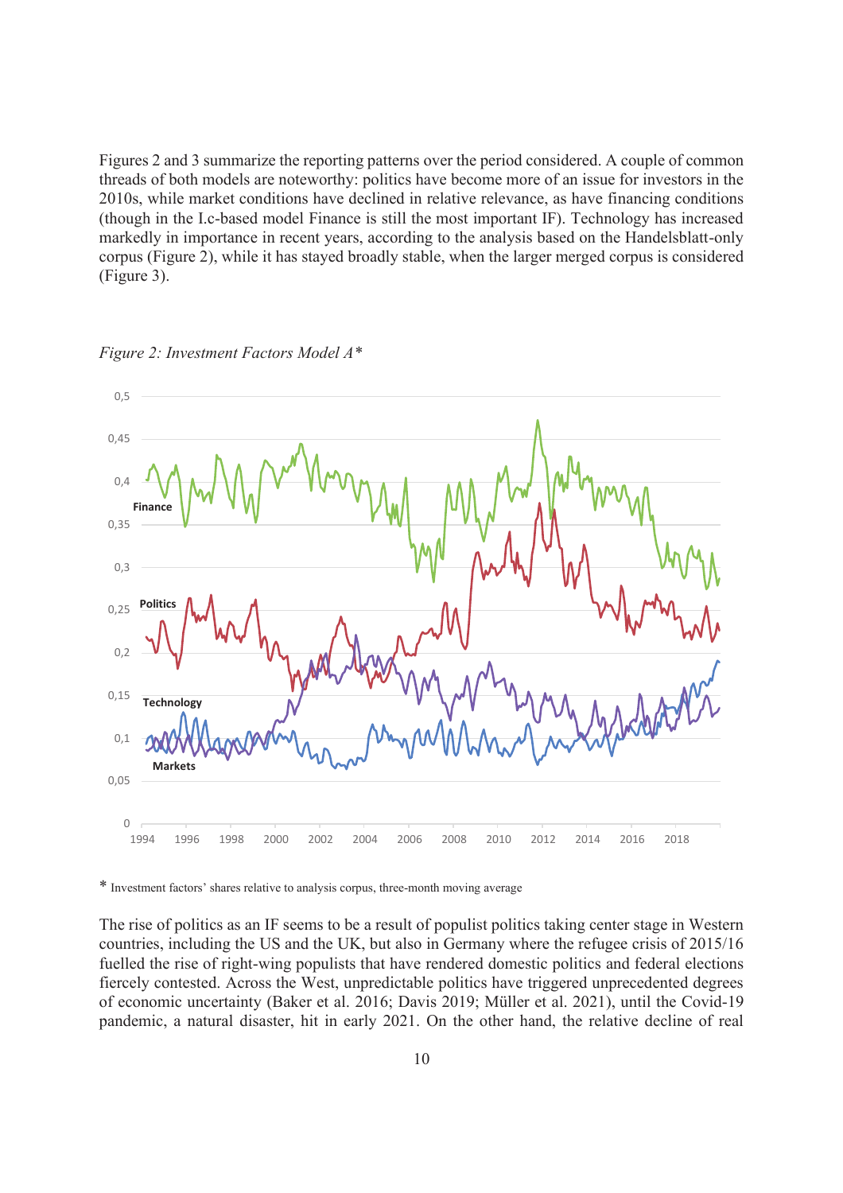Figures 2 and 3 summarize the reporting patterns over the period considered. A couple of common threads of both models are noteworthy: politics have become more of an issue for investors in the 2010s, while market conditions have declined in relative relevance, as have financing conditions (though in the I.c-based model Finance is still the most important IF). Technology has increased markedly in importance in recent years, according to the analysis based on the Handelsblatt-only corpus (Figure 2), while it has stayed broadly stable, when the larger merged corpus is considered (Figure 3).

*Figure 2: Investment Factors Model A\**

\* Investment factors' shares relative to analysis corpus, three-month moving average

The rise of politics as an IF seems to be a result of populist politics taking center stage in Western countries, including the US and the UK, but also in Germany where the refugee crisis of 2015/16 fuelled the rise of right-wing populists that have rendered domestic politics and federal elections fiercely contested. Across the West, unpredictable politics have triggered unprecedented degrees of economic uncertainty (Baker et al. 2016; Davis 2019; Müller et al. 2021), until the Covid-19 pandemic, a natural disaster, hit in early 2021. On the other hand, the relative decline of real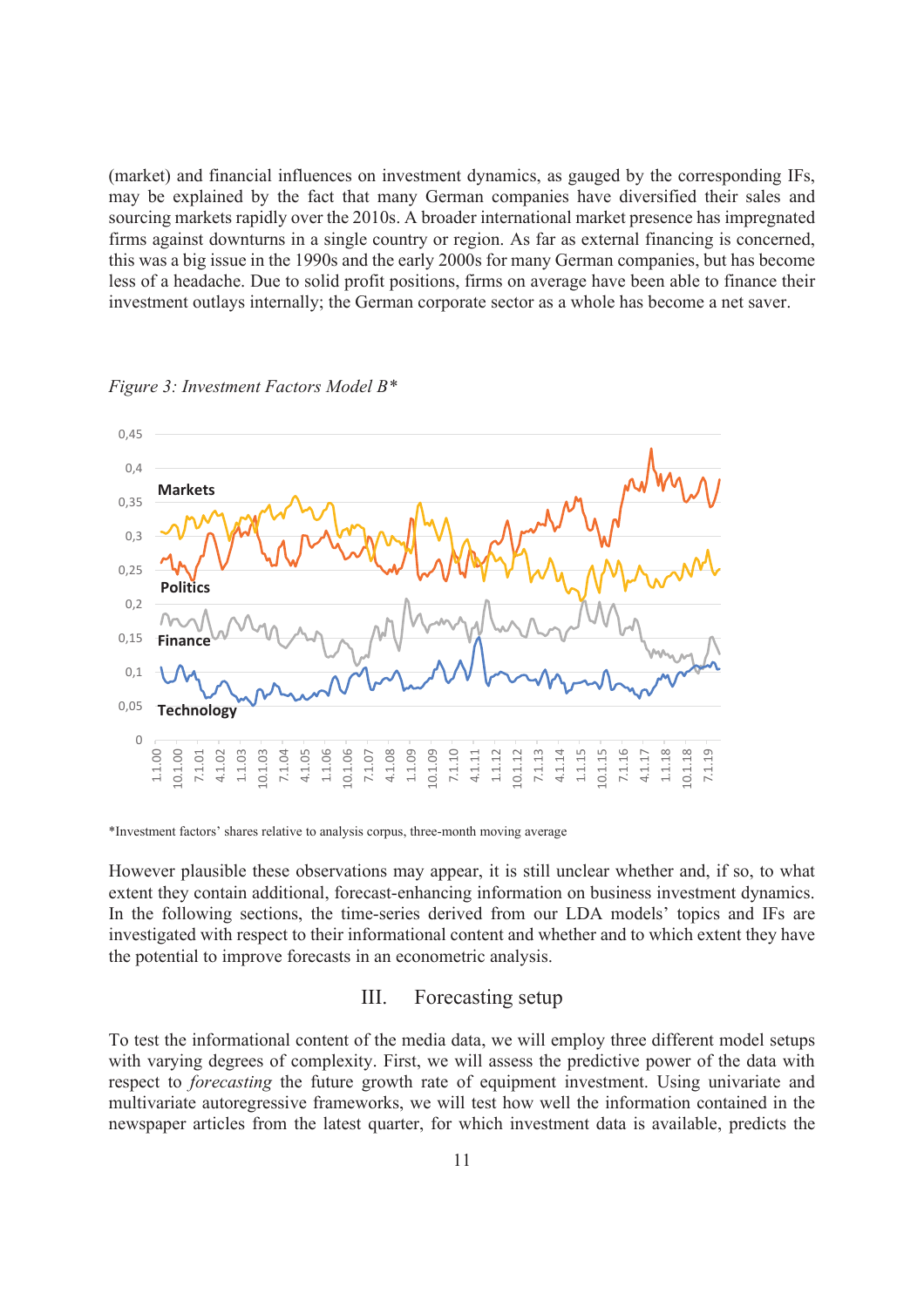(market) and financial influences on investment dynamics, as gauged by the corresponding IFs, may be explained by the fact that many German companies have diversified their sales and sourcing markets rapidly over the 2010s. A broader international market presence has impregnated firms against downturns in a single country or region. As far as external financing is concerned, this was a big issue in the 1990s and the early 2000s for many German companies, but has become less of a headache. Due to solid profit positions, firms on average have been able to finance their investment outlays internally; the German corporate sector as a whole has become a net saver.

*Figure 3: Investment Factors Model B\**

\*Investment factors' shares relative to analysis corpus, three-month moving average

However plausible these observations may appear, it is still unclear whether and, if so, to what extent they contain additional, forecast-enhancing information on business investment dynamics. In the following sections, the time-series derived from our LDA models' topics and IFs are investigated with respect to their informational content and whether and to which extent they have the potential to improve forecasts in an econometric analysis.

## III. Forecasting setup

To test the informational content of the media data, we will employ three different model setups with varying degrees of complexity. First, we will assess the predictive power of the data with respect to *forecasting* the future growth rate of equipment investment. Using univariate and multivariate autoregressive frameworks, we will test how well the information contained in the newspaper articles from the latest quarter, for which investment data is available, predicts the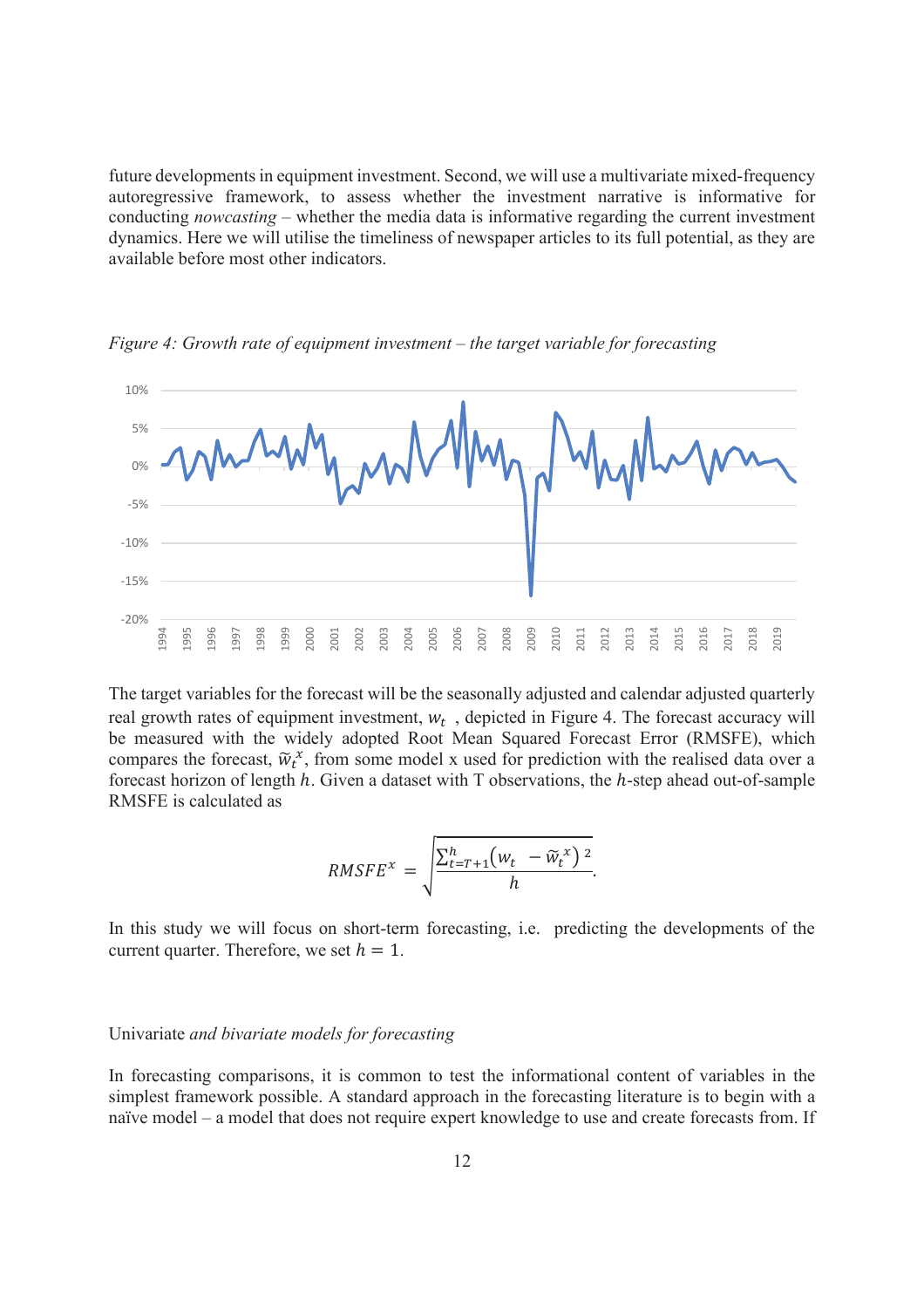future developments in equipment investment. Second, we will use a multivariate mixed-frequency autoregressive framework, to assess whether the investment narrative is informative for conducting *nowcasting* – whether the media data is informative regarding the current investment dynamics. Here we will utilise the timeliness of newspaper articles to its full potential, as they are available before most other indicators.

*Figure 4: Growth rate of equipment investment – the target variable for forecasting*

The target variables for the forecast will be the seasonally adjusted and calendar adjusted quarterly real growth rates of equipment investment, $w_t$ , depicted in Figure 4. The forecast accuracy will be measured with the widely adopted Root Mean Squared Forecast Error (RMSFE), which compares the forecast, $\widetilde{w}_t^x$, from some model x used for prediction with the realised data over a forecast horizon of length $h$. Given a dataset with T observations, the $h$-step ahead out-of-sample RMSFE is calculated as

$$RMSFE^x = \sqrt{\frac{\sum_{t=T+1}^{h}\left(w_t - \widetilde{w}_t^{\,x}\right)^2}{h}}.$$

In this study we will focus on short-term forecasting, i.e. predicting the developments of the current quarter. Therefore, we set $h = 1$.

Univariate *and bivariate models for forecasting*

In forecasting comparisons, it is common to test the informational content of variables in the simplest framework possible. A standard approach in the forecasting literature is to begin with a naïve model – a model that does not require expert knowledge to use and create forecasts from. If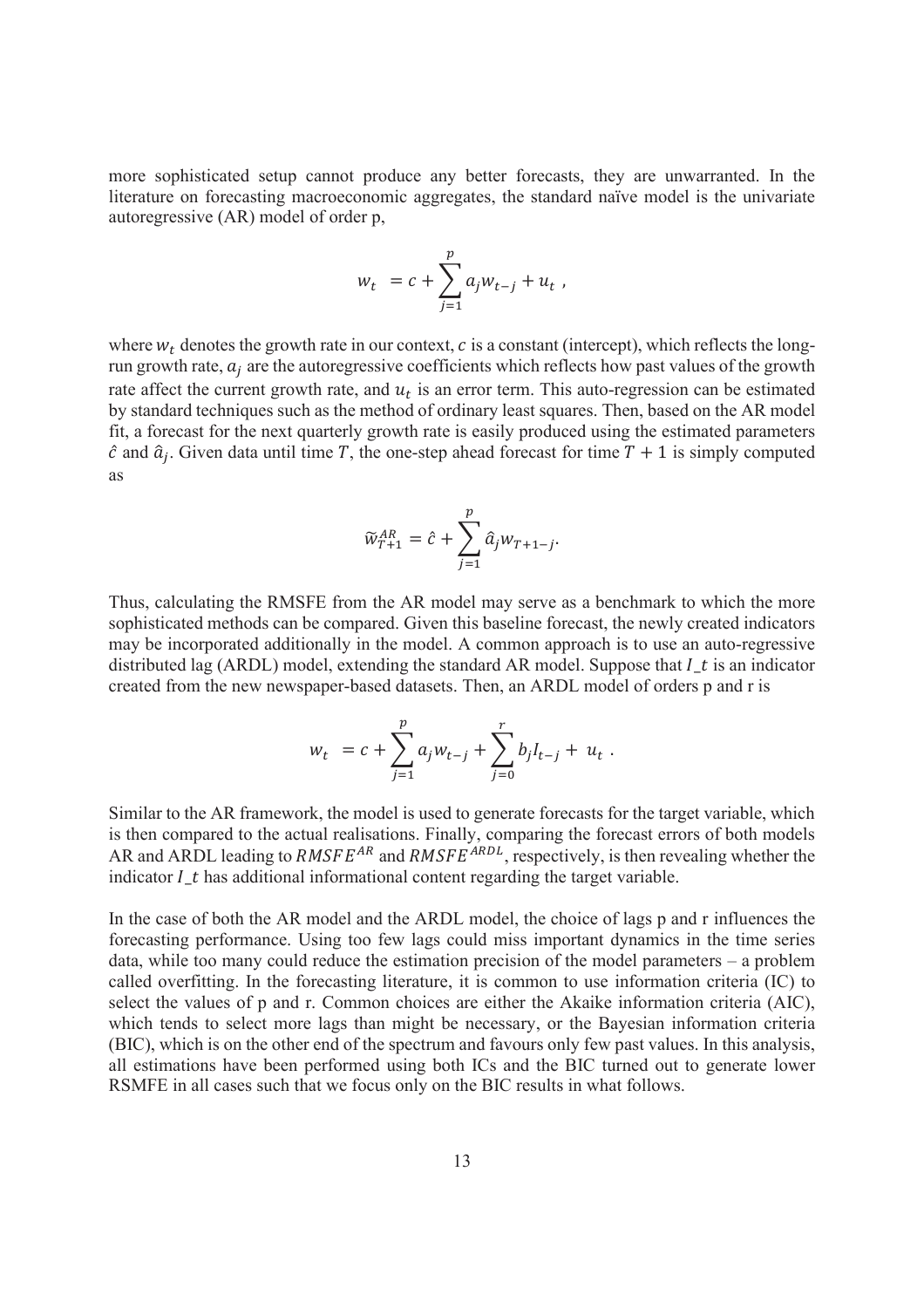more sophisticated setup cannot produce any better forecasts, they are unwarranted. In the literature on forecasting macroeconomic aggregates, the standard naïve model is the univariate autoregressive (AR) model of order p,

$$w_t = c + \sum_{j=1}^{p} a_j w_{t-j} + u_t ,$$

where $w_t$ denotes the growth rate in our context, $c$ is a constant (intercept), which reflects the long-run growth rate, $a_j$ are the autoregressive coefficients which reflects how past values of the growth rate affect the current growth rate, and $u_t$ is an error term. This auto-regression can be estimated by standard techniques such as the method of ordinary least squares. Then, based on the AR model fit, a forecast for the next quarterly growth rate is easily produced using the estimated parameters $\hat{c}$ and $\hat{a}_j$. Given data until time $T$, the one-step ahead forecast for time $T + 1$ is simply computed as

$$\widetilde{w}_{T+1}^{AR} = \hat{c} + \sum_{j=1}^{p} \hat{a}_j w_{T+1-j}.$$

Thus, calculating the RMSFE from the AR model may serve as a benchmark to which the more sophisticated methods can be compared. Given this baseline forecast, the newly created indicators may be incorporated additionally in the model. A common approach is to use an auto-regressive distributed lag (ARDL) model, extending the standard AR model. Suppose that $I\_t$ is an indicator created from the new newspaper-based datasets. Then, an ARDL model of orders p and r is

$$w_t = c + \sum_{j=1}^{p} a_j w_{t-j} + \sum_{j=0}^{r} b_j I_{t-j} + u_t .$$

Similar to the AR framework, the model is used to generate forecasts for the target variable, which is then compared to the actual realisations. Finally, comparing the forecast errors of both models AR and ARDL leading to $RMSFE^{AR}$ and $RMSFE^{ARDL}$, respectively, is then revealing whether the indicator $I\_t$ has additional informational content regarding the target variable.

In the case of both the AR model and the ARDL model, the choice of lags p and r influences the forecasting performance. Using too few lags could miss important dynamics in the time series data, while too many could reduce the estimation precision of the model parameters – a problem called overfitting. In the forecasting literature, it is common to use information criteria (IC) to select the values of p and r. Common choices are either the Akaike information criteria (AIC), which tends to select more lags than might be necessary, or the Bayesian information criteria (BIC), which is on the other end of the spectrum and favours only few past values. In this analysis, all estimations have been performed using both ICs and the BIC turned out to generate lower RSMFE in all cases such that we focus only on the BIC results in what follows.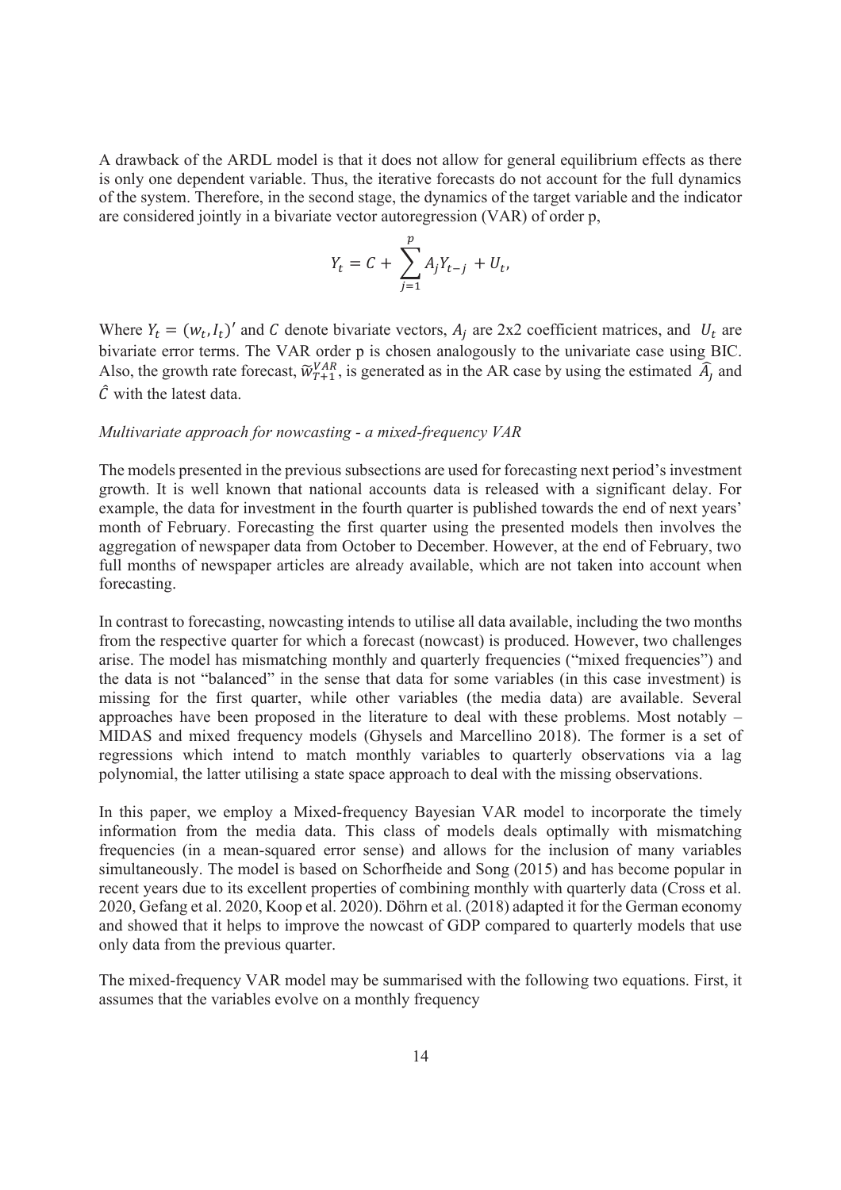A drawback of the ARDL model is that it does not allow for general equilibrium effects as there is only one dependent variable. Thus, the iterative forecasts do not account for the full dynamics of the system. Therefore, in the second stage, the dynamics of the target variable and the indicator are considered jointly in a bivariate vector autoregression (VAR) of order p,

$$Y_t = C + \sum_{j=1}^{p} A_j Y_{t-j} + U_t,$$

Where $Y_t = (w_t, I_t)'$ and $C$ denote bivariate vectors, $A_j$ are 2x2 coefficient matrices, and $U_t$ are bivariate error terms. The VAR order p is chosen analogously to the univariate case using BIC. Also, the growth rate forecast, $\widetilde{w}_{T+1}^{VAR}$, is generated as in the AR case by using the estimated $\widehat{A}_j$ and $\hat{C}$ with the latest data.

*Multivariate approach for nowcasting - a mixed-frequency VAR*

The models presented in the previous subsections are used for forecasting next period's investment growth. It is well known that national accounts data is released with a significant delay. For example, the data for investment in the fourth quarter is published towards the end of next years' month of February. Forecasting the first quarter using the presented models then involves the aggregation of newspaper data from October to December. However, at the end of February, two full months of newspaper articles are already available, which are not taken into account when forecasting.

In contrast to forecasting, nowcasting intends to utilise all data available, including the two months from the respective quarter for which a forecast (nowcast) is produced. However, two challenges arise. The model has mismatching monthly and quarterly frequencies ("mixed frequencies") and the data is not "balanced" in the sense that data for some variables (in this case investment) is missing for the first quarter, while other variables (the media data) are available. Several approaches have been proposed in the literature to deal with these problems. Most notably – MIDAS and mixed frequency models (Ghysels and Marcellino 2018). The former is a set of regressions which intend to match monthly variables to quarterly observations via a lag polynomial, the latter utilising a state space approach to deal with the missing observations.

In this paper, we employ a Mixed-frequency Bayesian VAR model to incorporate the timely information from the media data. This class of models deals optimally with mismatching frequencies (in a mean-squared error sense) and allows for the inclusion of many variables simultaneously. The model is based on Schorfheide and Song (2015) and has become popular in recent years due to its excellent properties of combining monthly with quarterly data (Cross et al. 2020, Gefang et al. 2020, Koop et al. 2020). Döhrn et al. (2018) adapted it for the German economy and showed that it helps to improve the nowcast of GDP compared to quarterly models that use only data from the previous quarter.

The mixed-frequency VAR model may be summarised with the following two equations. First, it assumes that the variables evolve on a monthly frequency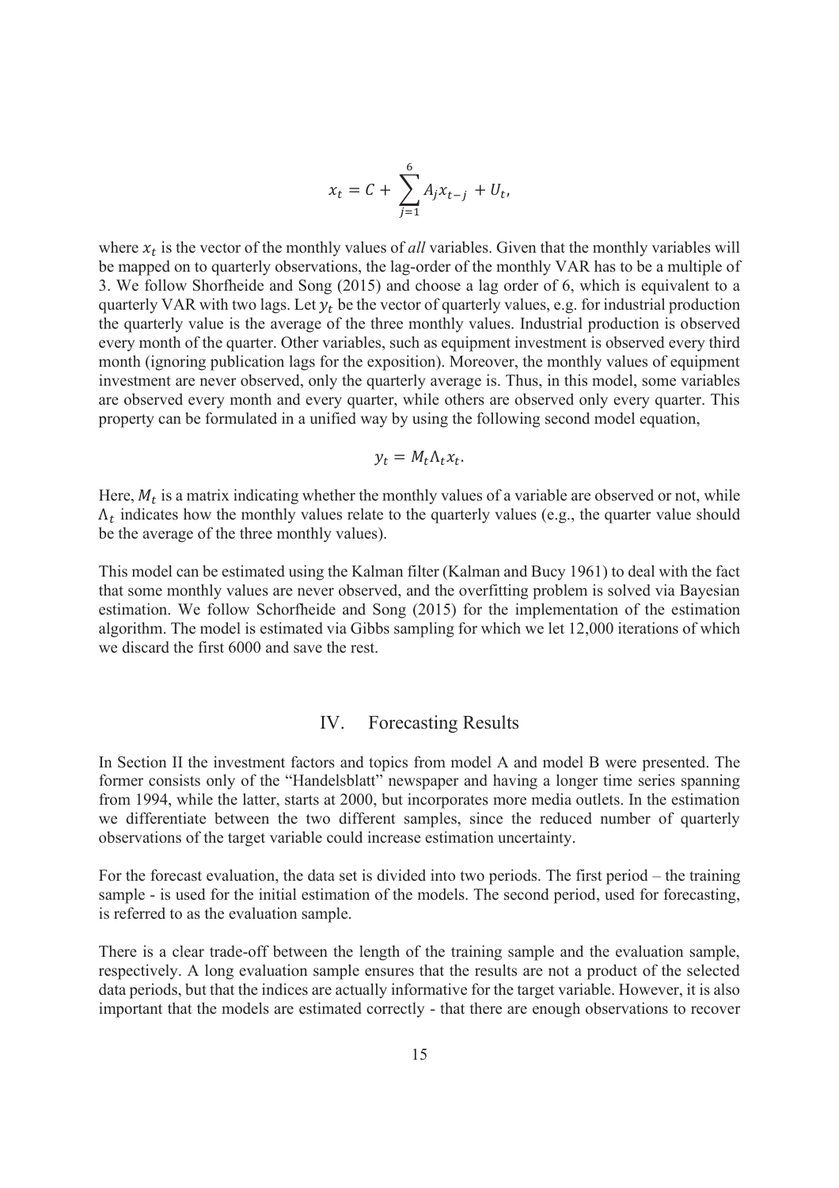$$x_t = C + \sum_{j=1}^{6} A_j x_{t-j} + U_t,$$

where $x_t$ is the vector of the monthly values of *all* variables. Given that the monthly variables will be mapped on to quarterly observations, the lag-order of the monthly VAR has to be a multiple of 3. We follow Shorfheide and Song (2015) and choose a lag order of 6, which is equivalent to a quarterly VAR with two lags. Let $y_t$ be the vector of quarterly values, e.g. for industrial production the quarterly value is the average of the three monthly values. Industrial production is observed every month of the quarter. Other variables, such as equipment investment is observed every third month (ignoring publication lags for the exposition). Moreover, the monthly values of equipment investment are never observed, only the quarterly average is. Thus, in this model, some variables are observed every month and every quarter, while others are observed only every quarter. This property can be formulated in a unified way by using the following second model equation,

$$y_t = M_t \Lambda_t x_t.$$

Here, $M_t$ is a matrix indicating whether the monthly values of a variable are observed or not, while $\Lambda_t$ indicates how the monthly values relate to the quarterly values (e.g., the quarter value should be the average of the three monthly values).

This model can be estimated using the Kalman filter (Kalman and Bucy 1961) to deal with the fact that some monthly values are never observed, and the overfitting problem is solved via Bayesian estimation. We follow Schorfheide and Song (2015) for the implementation of the estimation algorithm. The model is estimated via Gibbs sampling for which we let 12,000 iterations of which we discard the first 6000 and save the rest.

## IV. Forecasting Results

In Section II the investment factors and topics from model A and model B were presented. The former consists only of the "Handelsblatt" newspaper and having a longer time series spanning from 1994, while the latter, starts at 2000, but incorporates more media outlets. In the estimation we differentiate between the two different samples, since the reduced number of quarterly observations of the target variable could increase estimation uncertainty.

For the forecast evaluation, the data set is divided into two periods. The first period – the training sample - is used for the initial estimation of the models. The second period, used for forecasting, is referred to as the evaluation sample.

There is a clear trade-off between the length of the training sample and the evaluation sample, respectively. A long evaluation sample ensures that the results are not a product of the selected data periods, but that the indices are actually informative for the target variable. However, it is also important that the models are estimated correctly - that there are enough observations to recover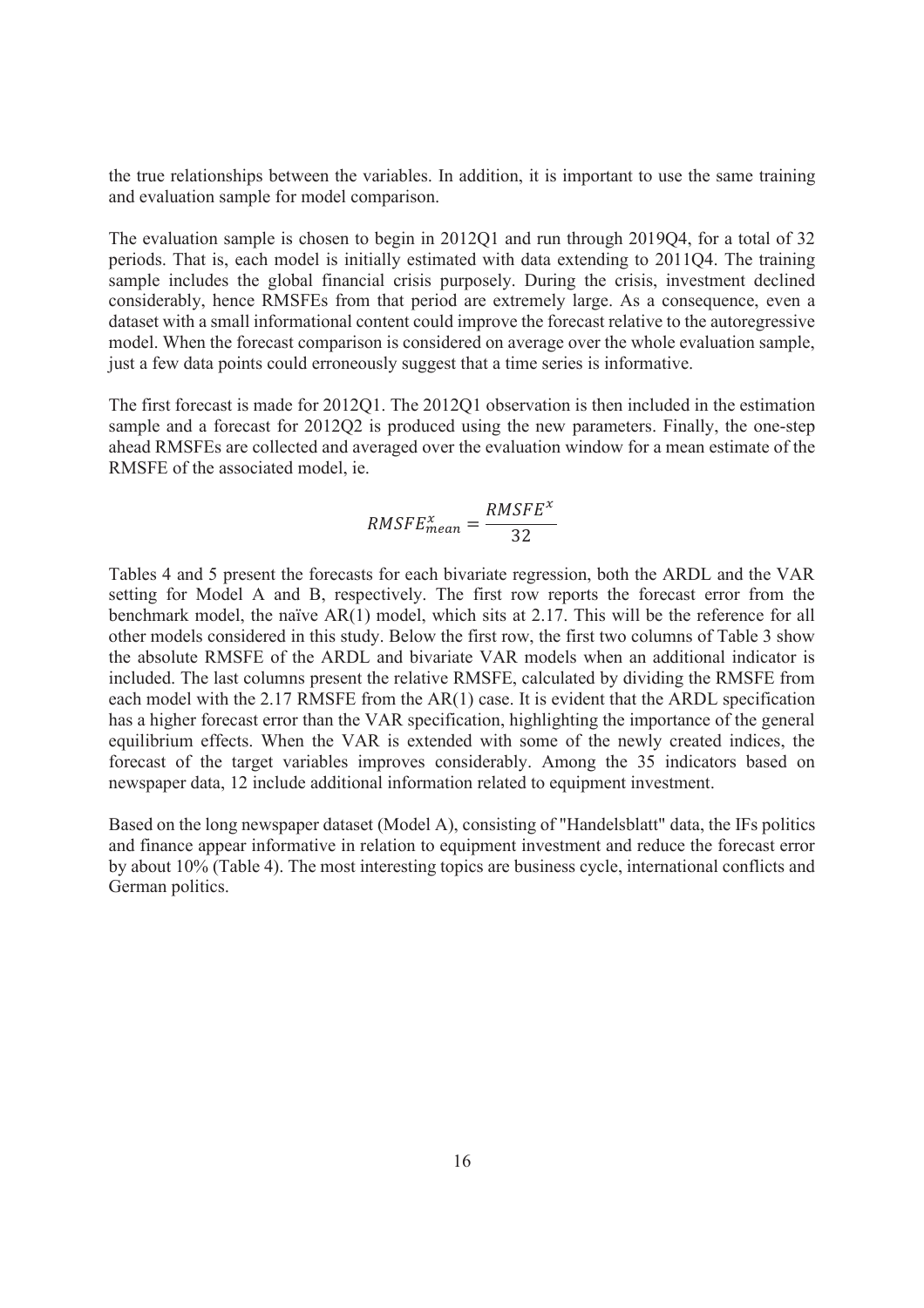the true relationships between the variables. In addition, it is important to use the same training and evaluation sample for model comparison.

The evaluation sample is chosen to begin in 2012Q1 and run through 2019Q4, for a total of 32 periods. That is, each model is initially estimated with data extending to 2011Q4. The training sample includes the global financial crisis purposely. During the crisis, investment declined considerably, hence RMSFEs from that period are extremely large. As a consequence, even a dataset with a small informational content could improve the forecast relative to the autoregressive model. When the forecast comparison is considered on average over the whole evaluation sample, just a few data points could erroneously suggest that a time series is informative.

The first forecast is made for 2012Q1. The 2012Q1 observation is then included in the estimation sample and a forecast for 2012Q2 is produced using the new parameters. Finally, the one-step ahead RMSFEs are collected and averaged over the evaluation window for a mean estimate of the RMSFE of the associated model, ie.

$$RMSFE_{mean}^{x} = \frac{RMSFE^{x}}{32}$$

Tables 4 and 5 present the forecasts for each bivariate regression, both the ARDL and the VAR setting for Model A and B, respectively. The first row reports the forecast error from the benchmark model, the naïve AR(1) model, which sits at 2.17. This will be the reference for all other models considered in this study. Below the first row, the first two columns of Table 3 show the absolute RMSFE of the ARDL and bivariate VAR models when an additional indicator is included. The last columns present the relative RMSFE, calculated by dividing the RMSFE from each model with the 2.17 RMSFE from the AR(1) case. It is evident that the ARDL specification has a higher forecast error than the VAR specification, highlighting the importance of the general equilibrium effects. When the VAR is extended with some of the newly created indices, the forecast of the target variables improves considerably. Among the 35 indicators based on newspaper data, 12 include additional information related to equipment investment.

Based on the long newspaper dataset (Model A), consisting of "Handelsblatt" data, the IFs politics and finance appear informative in relation to equipment investment and reduce the forecast error by about 10% (Table 4). The most interesting topics are business cycle, international conflicts and German politics.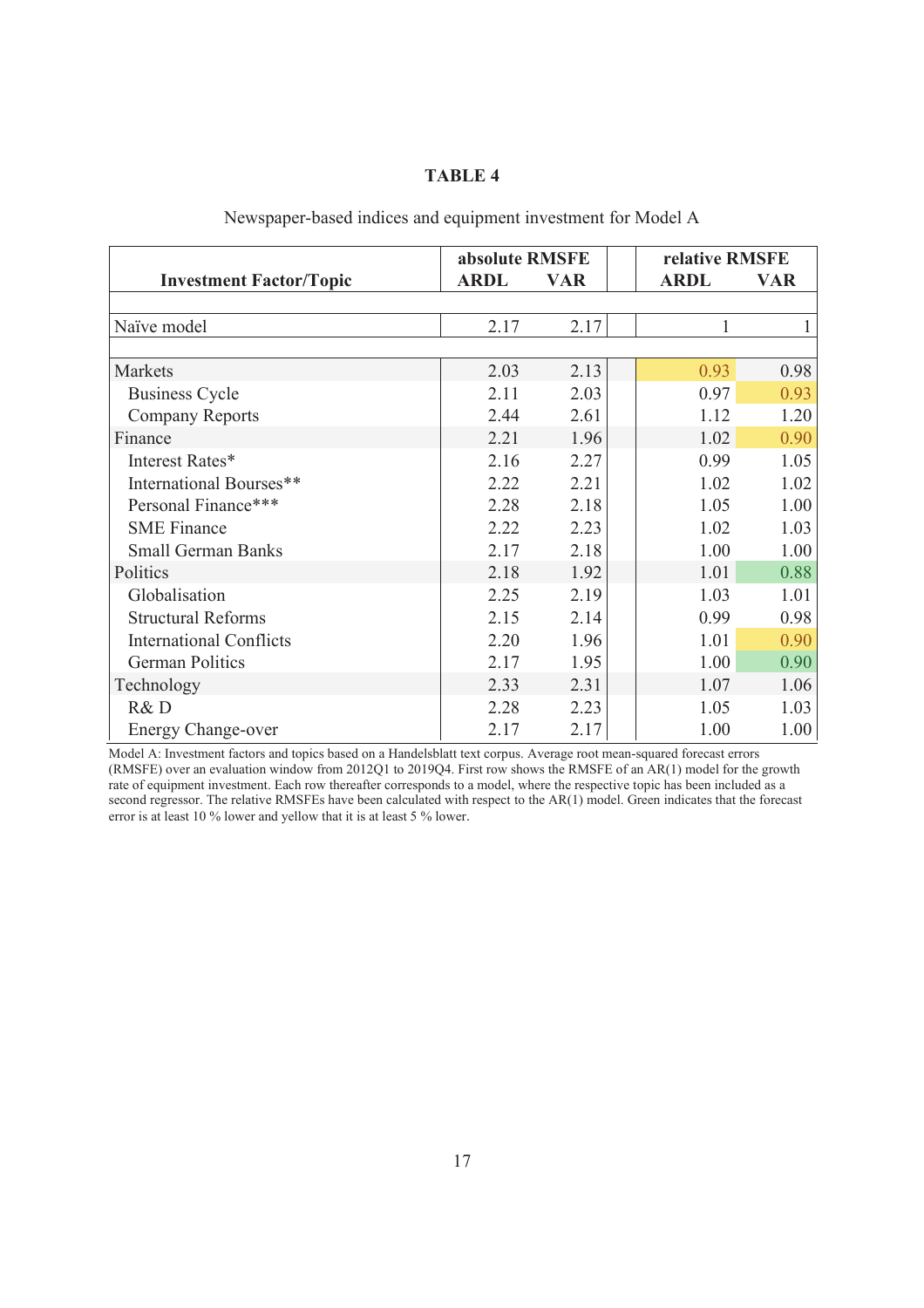**TABLE 4**

Newspaper-based indices and equipment investment for Model A

| Investment Factor/Topic | absolute RMSFE ARDL | absolute RMSFE VAR | relative RMSFE ARDL | relative RMSFE VAR |
|---|---|---|---|---|
| Naïve model | 2.17 | 2.17 | 1 | 1 |
| Markets | 2.03 | 2.13 | 0.93 | 0.98 |
| Business Cycle | 2.11 | 2.03 | 0.97 | 0.93 |
| Company Reports | 2.44 | 2.61 | 1.12 | 1.20 |
| Finance | 2.21 | 1.96 | 1.02 | 0.90 |
| Interest Rates* | 2.16 | 2.27 | 0.99 | 1.05 |
| International Bourses** | 2.22 | 2.21 | 1.02 | 1.02 |
| Personal Finance*** | 2.28 | 2.18 | 1.05 | 1.00 |
| SME Finance | 2.22 | 2.23 | 1.02 | 1.03 |
| Small German Banks | 2.17 | 2.18 | 1.00 | 1.00 |
| Politics | 2.18 | 1.92 | 1.01 | 0.88 |
| Globalisation | 2.25 | 2.19 | 1.03 | 1.01 |
| Structural Reforms | 2.15 | 2.14 | 0.99 | 0.98 |
| International Conflicts | 2.20 | 1.96 | 1.01 | 0.90 |
| German Politics | 2.17 | 1.95 | 1.00 | 0.90 |
| Technology | 2.33 | 2.31 | 1.07 | 1.06 |
| R& D | 2.28 | 2.23 | 1.05 | 1.03 |
| Energy Change-over | 2.17 | 2.17 | 1.00 | 1.00 |

Model A: Investment factors and topics based on a Handelsblatt text corpus. Average root mean-squared forecast errors (RMSFE) over an evaluation window from 2012Q1 to 2019Q4. First row shows the RMSFE of an AR(1) model for the growth rate of equipment investment. Each row thereafter corresponds to a model, where the respective topic has been included as a second regressor. The relative RMSFEs have been calculated with respect to the AR(1) model. Green indicates that the forecast error is at least 10 % lower and yellow that it is at least 5 % lower.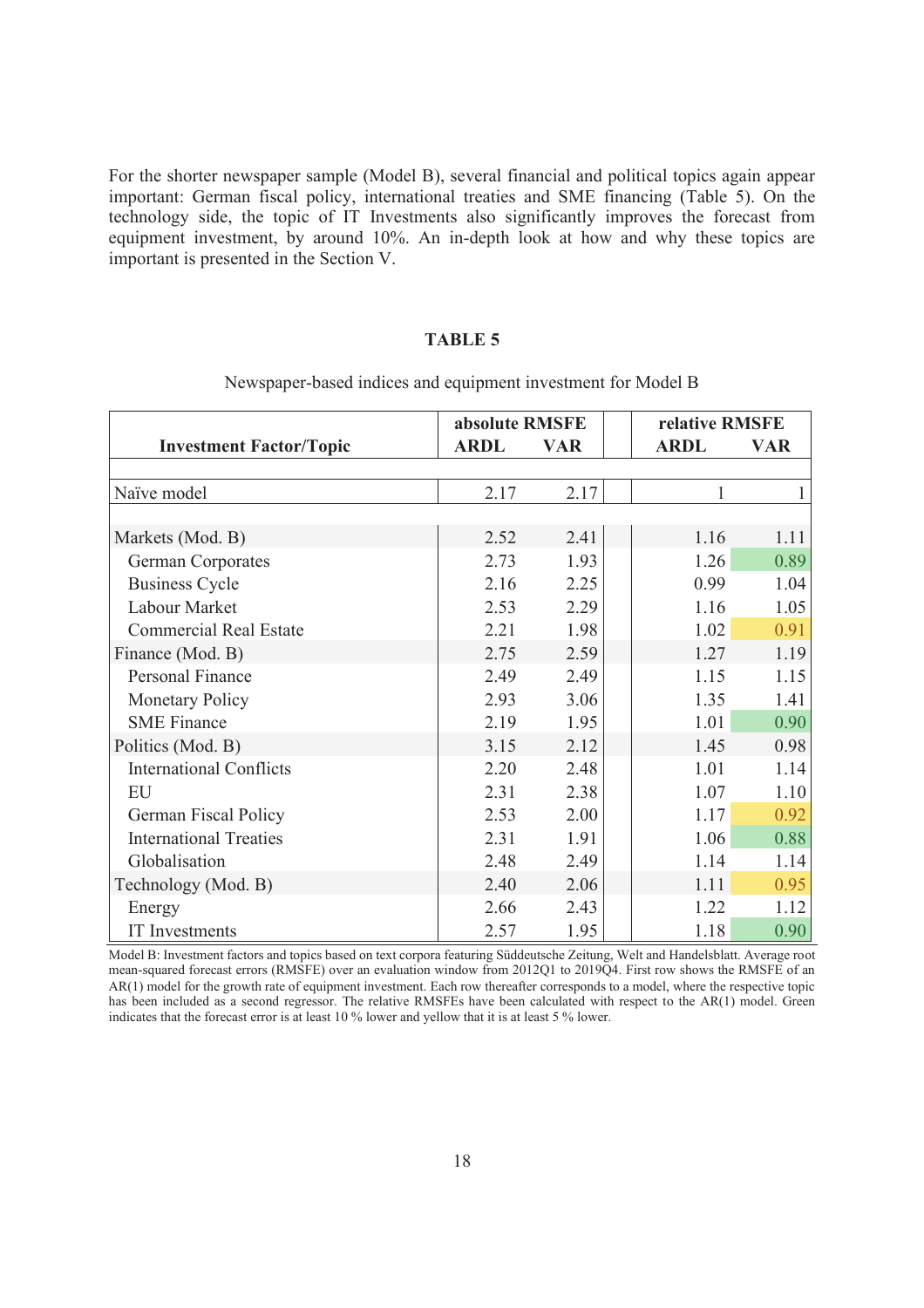For the shorter newspaper sample (Model B), several financial and political topics again appear important: German fiscal policy, international treaties and SME financing (Table 5). On the technology side, the topic of IT Investments also significantly improves the forecast from equipment investment, by around 10%. An in-depth look at how and why these topics are important is presented in the Section V.

**TABLE 5**

Newspaper-based indices and equipment investment for Model B

| | absolute RMSFE | | relative RMSFE | |
|---|---|---|---|---|
| **Investment Factor/Topic** | **ARDL** | **VAR** | **ARDL** | **VAR** |
| Naïve model | 2.17 | 2.17 | 1 | 1 |
| Markets (Mod. B) | 2.52 | 2.41 | 1.16 | 1.11 |
| German Corporates | 2.73 | 1.93 | 1.26 | 0.89 |
| Business Cycle | 2.16 | 2.25 | 0.99 | 1.04 |
| Labour Market | 2.53 | 2.29 | 1.16 | 1.05 |
| Commercial Real Estate | 2.21 | 1.98 | 1.02 | 0.91 |
| Finance (Mod. B) | 2.75 | 2.59 | 1.27 | 1.19 |
| Personal Finance | 2.49 | 2.49 | 1.15 | 1.15 |
| Monetary Policy | 2.93 | 3.06 | 1.35 | 1.41 |
| SME Finance | 2.19 | 1.95 | 1.01 | 0.90 |
| Politics (Mod. B) | 3.15 | 2.12 | 1.45 | 0.98 |
| International Conflicts | 2.20 | 2.48 | 1.01 | 1.14 |
| EU | 2.31 | 2.38 | 1.07 | 1.10 |
| German Fiscal Policy | 2.53 | 2.00 | 1.17 | 0.92 |
| International Treaties | 2.31 | 1.91 | 1.06 | 0.88 |
| Globalisation | 2.48 | 2.49 | 1.14 | 1.14 |
| Technology (Mod. B) | 2.40 | 2.06 | 1.11 | 0.95 |
| Energy | 2.66 | 2.43 | 1.22 | 1.12 |
| IT Investments | 2.57 | 1.95 | 1.18 | 0.90 |

Model B: Investment factors and topics based on text corpora featuring Süddeutsche Zeitung, Welt and Handelsblatt. Average root mean-squared forecast errors (RMSFE) over an evaluation window from 2012Q1 to 2019Q4. First row shows the RMSFE of an AR(1) model for the growth rate of equipment investment. Each row thereafter corresponds to a model, where the respective topic has been included as a second regressor. The relative RMSFEs have been calculated with respect to the AR(1) model. Green indicates that the forecast error is at least 10 % lower and yellow that it is at least 5 % lower.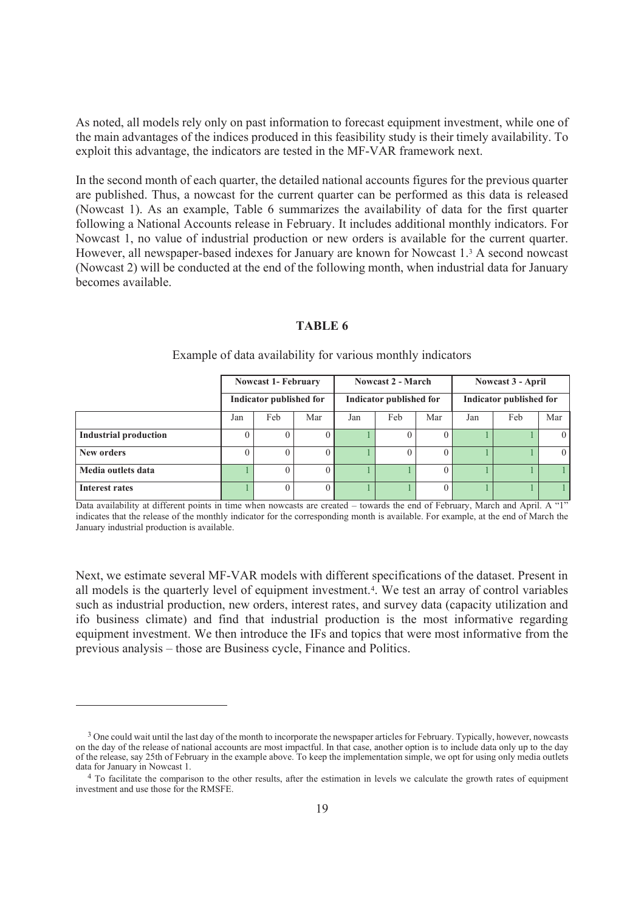As noted, all models rely only on past information to forecast equipment investment, while one of the main advantages of the indices produced in this feasibility study is their timely availability. To exploit this advantage, the indicators are tested in the MF-VAR framework next.

In the second month of each quarter, the detailed national accounts figures for the previous quarter are published. Thus, a nowcast for the current quarter can be performed as this data is released (Nowcast 1). As an example, Table 6 summarizes the availability of data for the first quarter following a National Accounts release in February. It includes additional monthly indicators. For Nowcast 1, no value of industrial production or new orders is available for the current quarter. However, all newspaper-based indexes for January are known for Nowcast 1.[3] A second nowcast (Nowcast 2) will be conducted at the end of the following month, when industrial data for January becomes available.

**TABLE 6**

Example of data availability for various monthly indicators

| | Nowcast 1- February | | | Nowcast 2 - March | | | Nowcast 3 - April | | |
|---|---|---|---|---|---|---|---|---|---|
| | Indicator published for | | | Indicator published for | | | Indicator published for | | |
| | Jan | Feb | Mar | Jan | Feb | Mar | Jan | Feb | Mar |
| **Industrial production** | 0 | 0 | 0 | 1 | 0 | 0 | 1 | 1 | 0 |
| **New orders** | 0 | 0 | 0 | 1 | 0 | 0 | 1 | 1 | 0 |
| **Media outlets data** | 1 | 0 | 0 | 1 | 1 | 0 | 1 | 1 | 1 |
| **Interest rates** | 1 | 0 | 0 | 1 | 1 | 0 | 1 | 1 | 1 |

Data availability at different points in time when nowcasts are created – towards the end of February, March and April. A "1" indicates that the release of the monthly indicator for the corresponding month is available. For example, at the end of March the January industrial production is available.

Next, we estimate several MF-VAR models with different specifications of the dataset. Present in all models is the quarterly level of equipment investment.[4]. We test an array of control variables such as industrial production, new orders, interest rates, and survey data (capacity utilization and ifo business climate) and find that industrial production is the most informative regarding equipment investment. We then introduce the IFs and topics that were most informative from the previous analysis – those are Business cycle, Finance and Politics.

[3] One could wait until the last day of the month to incorporate the newspaper articles for February. Typically, however, nowcasts on the day of the release of national accounts are most impactful. In that case, another option is to include data only up to the day of the release, say 25th of February in the example above. To keep the implementation simple, we opt for using only media outlets data for January in Nowcast 1.

[4] To facilitate the comparison to the other results, after the estimation in levels we calculate the growth rates of equipment investment and use those for the RMSFE.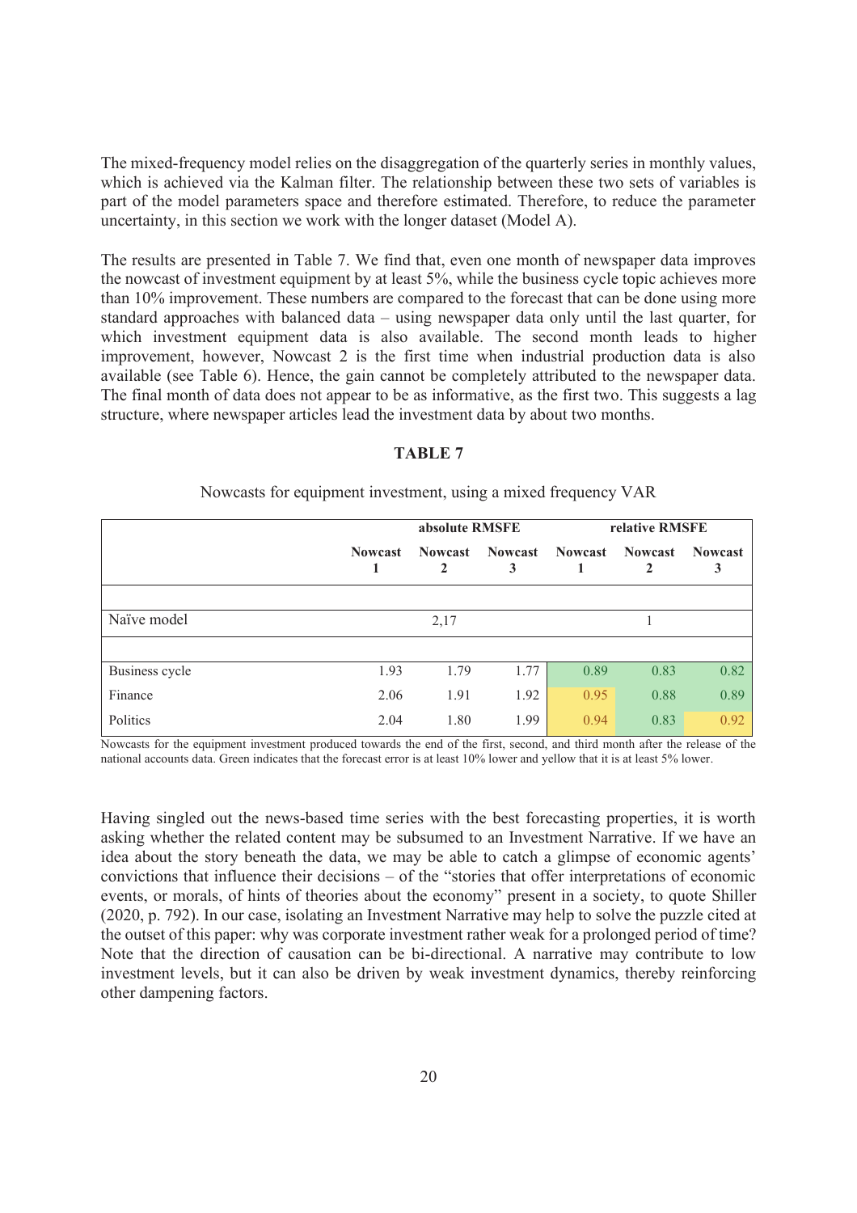The mixed-frequency model relies on the disaggregation of the quarterly series in monthly values, which is achieved via the Kalman filter. The relationship between these two sets of variables is part of the model parameters space and therefore estimated. Therefore, to reduce the parameter uncertainty, in this section we work with the longer dataset (Model A).

The results are presented in Table 7. We find that, even one month of newspaper data improves the nowcast of investment equipment by at least 5%, while the business cycle topic achieves more than 10% improvement. These numbers are compared to the forecast that can be done using more standard approaches with balanced data – using newspaper data only until the last quarter, for which investment equipment data is also available. The second month leads to higher improvement, however, Nowcast 2 is the first time when industrial production data is also available (see Table 6). Hence, the gain cannot be completely attributed to the newspaper data. The final month of data does not appear to be as informative, as the first two. This suggests a lag structure, where newspaper articles lead the investment data by about two months.

**TABLE 7**

Nowcasts for equipment investment, using a mixed frequency VAR

| | absolute RMSFE | | | relative RMSFE | | |
|---|---|---|---|---|---|---|
| | **Nowcast 1** | **Nowcast 2** | **Nowcast 3** | **Nowcast 1** | **Nowcast 2** | **Nowcast 3** |
| Naïve model | | 2,17 | | | 1 | |
| Business cycle | 1.93 | 1.79 | 1.77 | 0.89 | 0.83 | 0.82 |
| Finance | 2.06 | 1.91 | 1.92 | 0.95 | 0.88 | 0.89 |
| Politics | 2.04 | 1.80 | 1.99 | 0.94 | 0.83 | 0.92 |

Nowcasts for the equipment investment produced towards the end of the first, second, and third month after the release of the national accounts data. Green indicates that the forecast error is at least 10% lower and yellow that it is at least 5% lower.

Having singled out the news-based time series with the best forecasting properties, it is worth asking whether the related content may be subsumed to an Investment Narrative. If we have an idea about the story beneath the data, we may be able to catch a glimpse of economic agents' convictions that influence their decisions – of the "stories that offer interpretations of economic events, or morals, of hints of theories about the economy" present in a society, to quote Shiller (2020, p. 792). In our case, isolating an Investment Narrative may help to solve the puzzle cited at the outset of this paper: why was corporate investment rather weak for a prolonged period of time? Note that the direction of causation can be bi-directional. A narrative may contribute to low investment levels, but it can also be driven by weak investment dynamics, thereby reinforcing other dampening factors.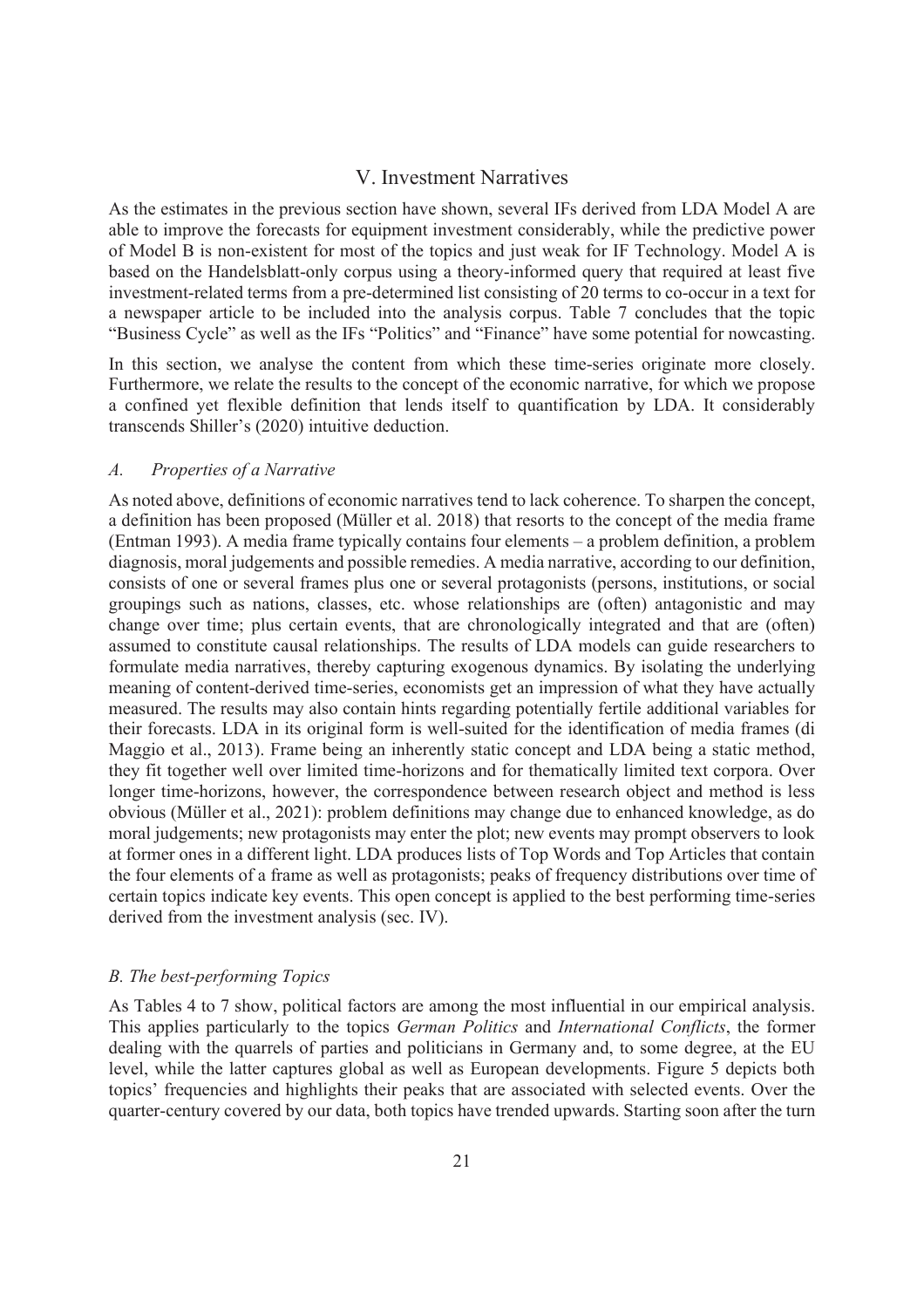## V. Investment Narratives

As the estimates in the previous section have shown, several IFs derived from LDA Model A are able to improve the forecasts for equipment investment considerably, while the predictive power of Model B is non-existent for most of the topics and just weak for IF Technology. Model A is based on the Handelsblatt-only corpus using a theory-informed query that required at least five investment-related terms from a pre-determined list consisting of 20 terms to co-occur in a text for a newspaper article to be included into the analysis corpus. Table 7 concludes that the topic "Business Cycle" as well as the IFs "Politics" and "Finance" have some potential for nowcasting.

In this section, we analyse the content from which these time-series originate more closely. Furthermore, we relate the results to the concept of the economic narrative, for which we propose a confined yet flexible definition that lends itself to quantification by LDA. It considerably transcends Shiller's (2020) intuitive deduction.

### *A. Properties of a Narrative*

As noted above, definitions of economic narratives tend to lack coherence. To sharpen the concept, a definition has been proposed (Müller et al. 2018) that resorts to the concept of the media frame (Entman 1993). A media frame typically contains four elements – a problem definition, a problem diagnosis, moral judgements and possible remedies. A media narrative, according to our definition, consists of one or several frames plus one or several protagonists (persons, institutions, or social groupings such as nations, classes, etc. whose relationships are (often) antagonistic and may change over time; plus certain events, that are chronologically integrated and that are (often) assumed to constitute causal relationships. The results of LDA models can guide researchers to formulate media narratives, thereby capturing exogenous dynamics. By isolating the underlying meaning of content-derived time-series, economists get an impression of what they have actually measured. The results may also contain hints regarding potentially fertile additional variables for their forecasts. LDA in its original form is well-suited for the identification of media frames (di Maggio et al., 2013). Frame being an inherently static concept and LDA being a static method, they fit together well over limited time-horizons and for thematically limited text corpora. Over longer time-horizons, however, the correspondence between research object and method is less obvious (Müller et al., 2021): problem definitions may change due to enhanced knowledge, as do moral judgements; new protagonists may enter the plot; new events may prompt observers to look at former ones in a different light. LDA produces lists of Top Words and Top Articles that contain the four elements of a frame as well as protagonists; peaks of frequency distributions over time of certain topics indicate key events. This open concept is applied to the best performing time-series derived from the investment analysis (sec. IV).

### *B. The best-performing Topics*

As Tables 4 to 7 show, political factors are among the most influential in our empirical analysis. This applies particularly to the topics *German Politics* and *International Conflicts*, the former dealing with the quarrels of parties and politicians in Germany and, to some degree, at the EU level, while the latter captures global as well as European developments. Figure 5 depicts both topics' frequencies and highlights their peaks that are associated with selected events. Over the quarter-century covered by our data, both topics have trended upwards. Starting soon after the turn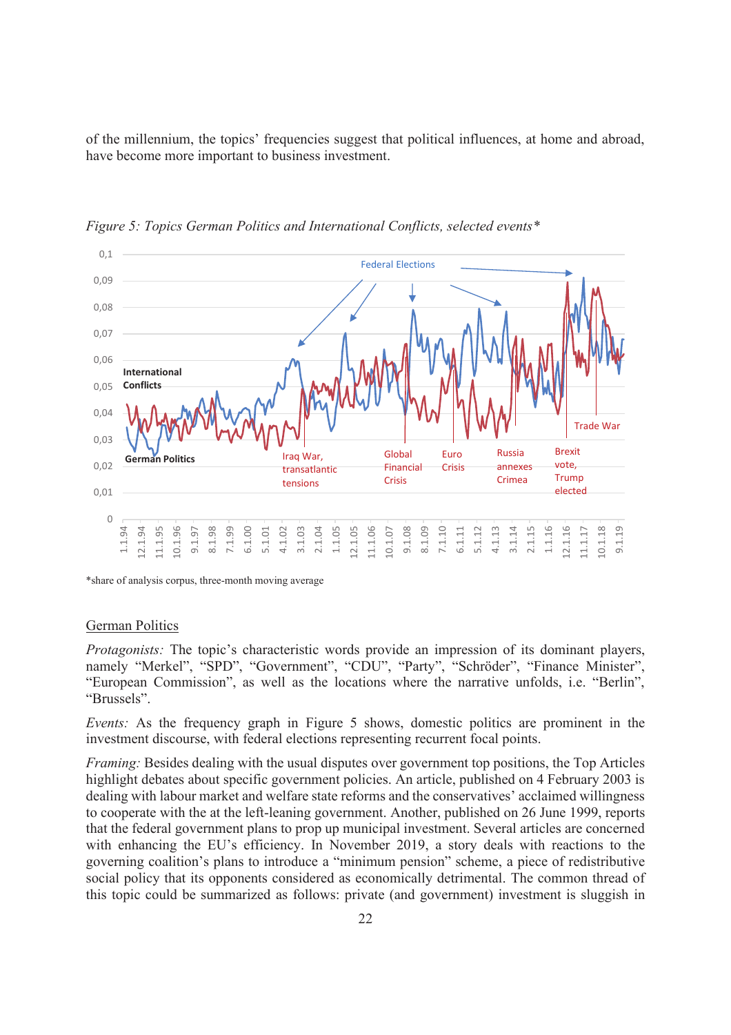of the millennium, the topics' frequencies suggest that political influences, at home and abroad, have become more important to business investment.

*Figure 5: Topics German Politics and International Conflicts, selected events**

*share of analysis corpus, three-month moving average

## German Politics

*Protagonists:* The topic's characteristic words provide an impression of its dominant players, namely "Merkel", "SPD", "Government", "CDU", "Party", "Schröder", "Finance Minister", "European Commission", as well as the locations where the narrative unfolds, i.e. "Berlin", "Brussels".

*Events:* As the frequency graph in Figure 5 shows, domestic politics are prominent in the investment discourse, with federal elections representing recurrent focal points.

*Framing:* Besides dealing with the usual disputes over government top positions, the Top Articles highlight debates about specific government policies. An article, published on 4 February 2003 is dealing with labour market and welfare state reforms and the conservatives' acclaimed willingness to cooperate with the at the left-leaning government. Another, published on 26 June 1999, reports that the federal government plans to prop up municipal investment. Several articles are concerned with enhancing the EU's efficiency. In November 2019, a story deals with reactions to the governing coalition's plans to introduce a "minimum pension" scheme, a piece of redistributive social policy that its opponents considered as economically detrimental. The common thread of this topic could be summarized as follows: private (and government) investment is sluggish in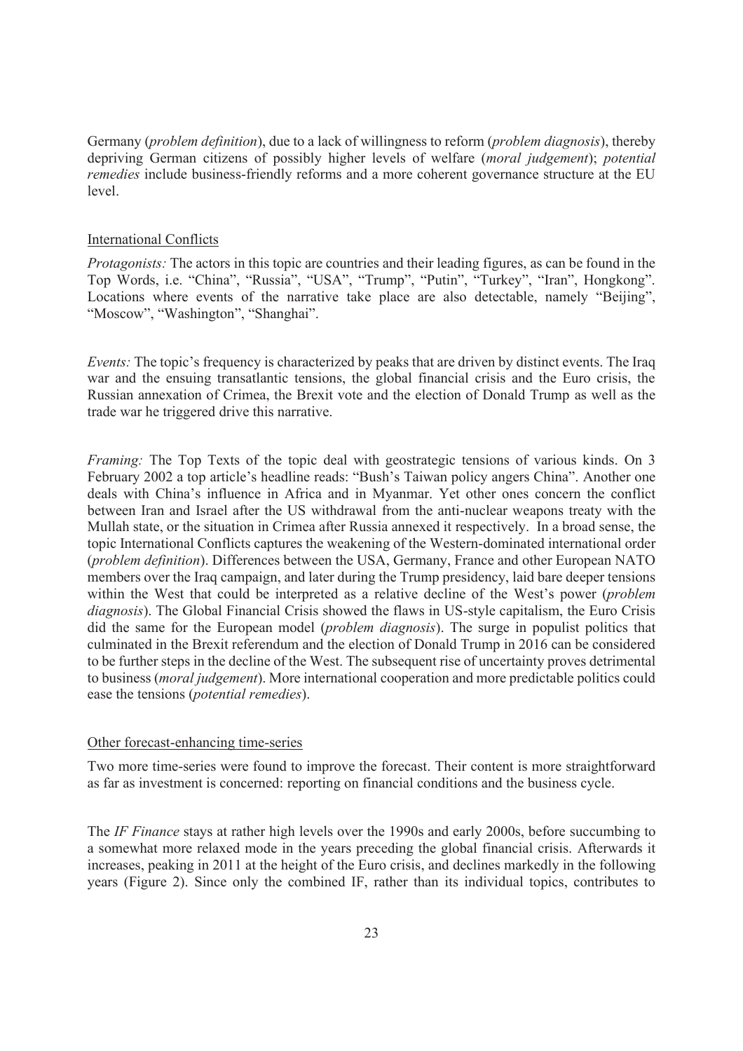Germany (*problem definition*), due to a lack of willingness to reform (*problem diagnosis*), thereby depriving German citizens of possibly higher levels of welfare (*moral judgement*); *potential remedies* include business-friendly reforms and a more coherent governance structure at the EU level.

International Conflicts

*Protagonists:* The actors in this topic are countries and their leading figures, as can be found in the Top Words, i.e. "China", "Russia", "USA", "Trump", "Putin", "Turkey", "Iran", Hongkong". Locations where events of the narrative take place are also detectable, namely "Beijing", "Moscow", "Washington", "Shanghai".

*Events:* The topic's frequency is characterized by peaks that are driven by distinct events. The Iraq war and the ensuing transatlantic tensions, the global financial crisis and the Euro crisis, the Russian annexation of Crimea, the Brexit vote and the election of Donald Trump as well as the trade war he triggered drive this narrative.

*Framing:* The Top Texts of the topic deal with geostrategic tensions of various kinds. On 3 February 2002 a top article's headline reads: "Bush's Taiwan policy angers China". Another one deals with China's influence in Africa and in Myanmar. Yet other ones concern the conflict between Iran and Israel after the US withdrawal from the anti-nuclear weapons treaty with the Mullah state, or the situation in Crimea after Russia annexed it respectively. In a broad sense, the topic International Conflicts captures the weakening of the Western-dominated international order (*problem definition*). Differences between the USA, Germany, France and other European NATO members over the Iraq campaign, and later during the Trump presidency, laid bare deeper tensions within the West that could be interpreted as a relative decline of the West's power (*problem diagnosis*). The Global Financial Crisis showed the flaws in US-style capitalism, the Euro Crisis did the same for the European model (*problem diagnosis*). The surge in populist politics that culminated in the Brexit referendum and the election of Donald Trump in 2016 can be considered to be further steps in the decline of the West. The subsequent rise of uncertainty proves detrimental to business (*moral judgement*). More international cooperation and more predictable politics could ease the tensions (*potential remedies*).

Other forecast-enhancing time-series

Two more time-series were found to improve the forecast. Their content is more straightforward as far as investment is concerned: reporting on financial conditions and the business cycle.

The *IF Finance* stays at rather high levels over the 1990s and early 2000s, before succumbing to a somewhat more relaxed mode in the years preceding the global financial crisis. Afterwards it increases, peaking in 2011 at the height of the Euro crisis, and declines markedly in the following years (Figure 2). Since only the combined IF, rather than its individual topics, contributes to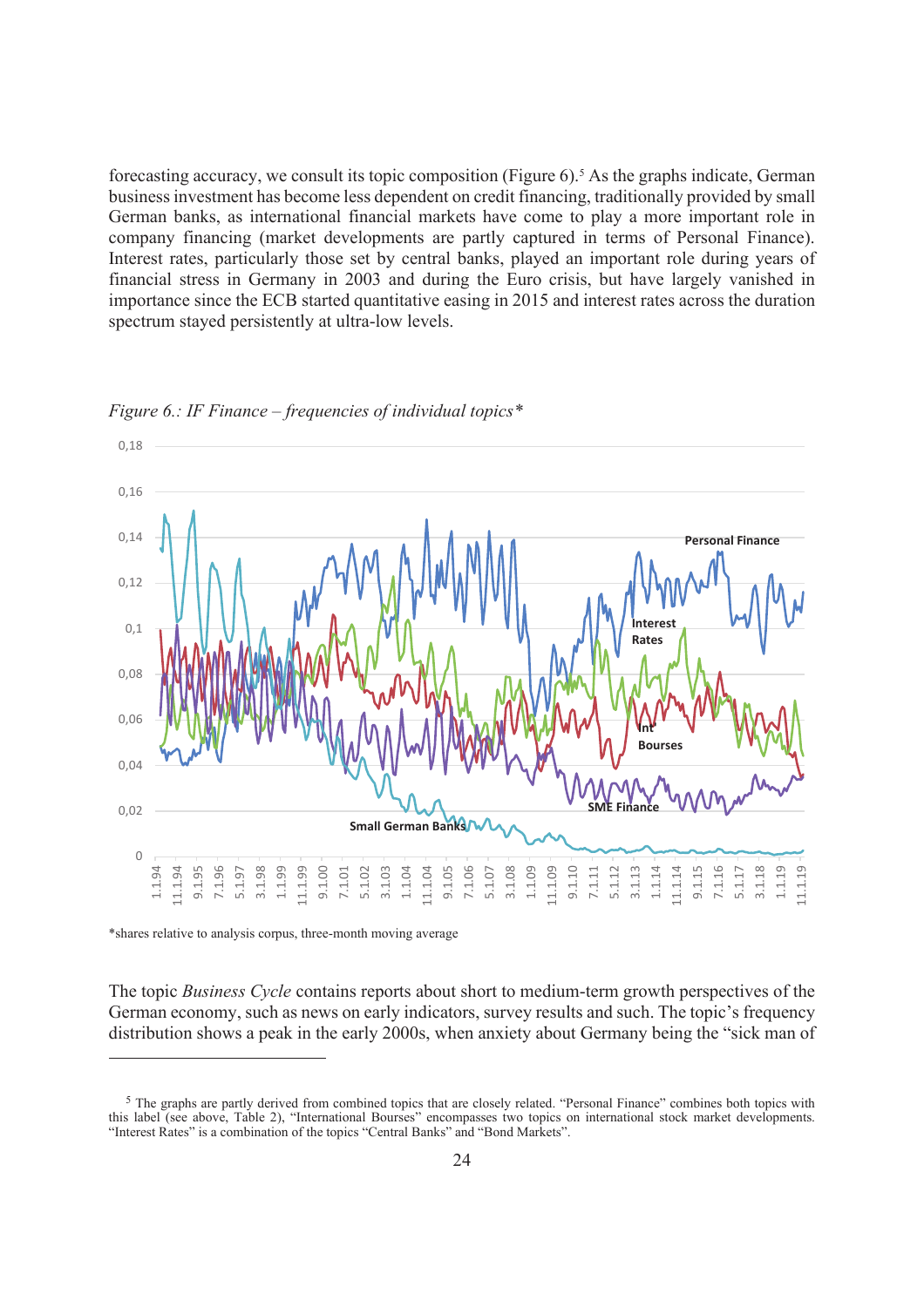forecasting accuracy, we consult its topic composition (Figure 6).[5] As the graphs indicate, German business investment has become less dependent on credit financing, traditionally provided by small German banks, as international financial markets have come to play a more important role in company financing (market developments are partly captured in terms of Personal Finance). Interest rates, particularly those set by central banks, played an important role during years of financial stress in Germany in 2003 and during the Euro crisis, but have largely vanished in importance since the ECB started quantitative easing in 2015 and interest rates across the duration spectrum stayed persistently at ultra-low levels.

*Figure 6.: IF Finance – frequencies of individual topics\**

\*shares relative to analysis corpus, three-month moving average

The topic *Business Cycle* contains reports about short to medium-term growth perspectives of the German economy, such as news on early indicators, survey results and such. The topic's frequency distribution shows a peak in the early 2000s, when anxiety about Germany being the "sick man of

---

[5] The graphs are partly derived from combined topics that are closely related. "Personal Finance" combines both topics with this label (see above, Table 2), "International Bourses" encompasses two topics on international stock market developments. "Interest Rates" is a combination of the topics "Central Banks" and "Bond Markets".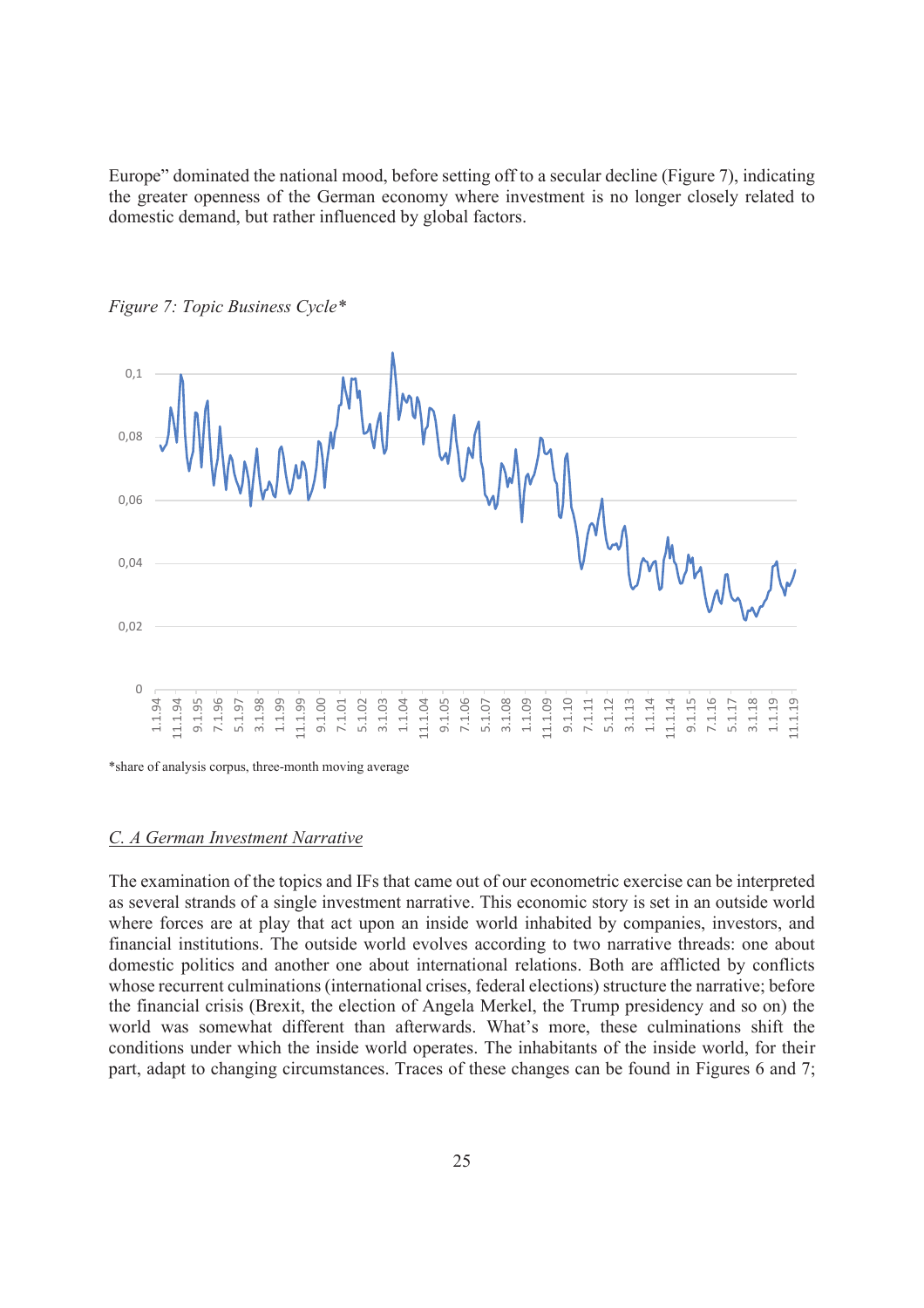Europe" dominated the national mood, before setting off to a secular decline (Figure 7), indicating the greater openness of the German economy where investment is no longer closely related to domestic demand, but rather influenced by global factors.

*Figure 7: Topic Business Cycle**

*share of analysis corpus, three-month moving average

## C. A German Investment Narrative

The examination of the topics and IFs that came out of our econometric exercise can be interpreted as several strands of a single investment narrative. This economic story is set in an outside world where forces are at play that act upon an inside world inhabited by companies, investors, and financial institutions. The outside world evolves according to two narrative threads: one about domestic politics and another one about international relations. Both are afflicted by conflicts whose recurrent culminations (international crises, federal elections) structure the narrative; before the financial crisis (Brexit, the election of Angela Merkel, the Trump presidency and so on) the world was somewhat different than afterwards. What's more, these culminations shift the conditions under which the inside world operates. The inhabitants of the inside world, for their part, adapt to changing circumstances. Traces of these changes can be found in Figures 6 and 7;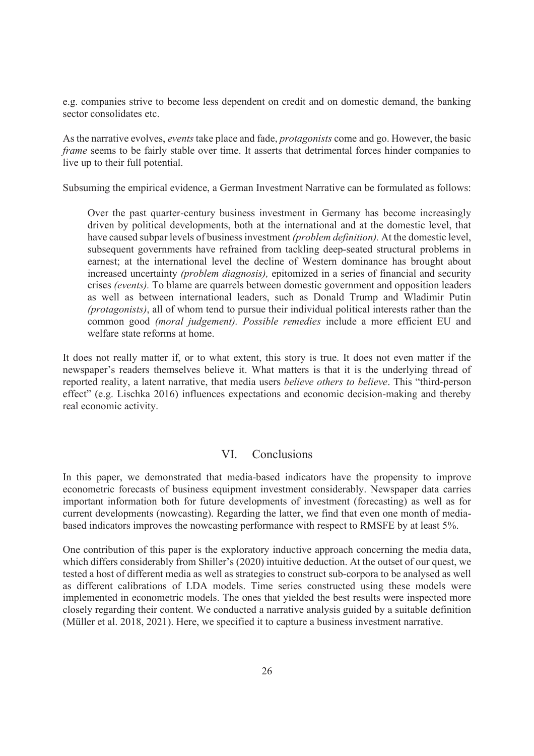e.g. companies strive to become less dependent on credit and on domestic demand, the banking sector consolidates etc.

As the narrative evolves, *events* take place and fade, *protagonists* come and go. However, the basic *frame* seems to be fairly stable over time. It asserts that detrimental forces hinder companies to live up to their full potential.

Subsuming the empirical evidence, a German Investment Narrative can be formulated as follows:

> Over the past quarter-century business investment in Germany has become increasingly driven by political developments, both at the international and at the domestic level, that have caused subpar levels of business investment *(problem definition)*. At the domestic level, subsequent governments have refrained from tackling deep-seated structural problems in earnest; at the international level the decline of Western dominance has brought about increased uncertainty *(problem diagnosis),* epitomized in a series of financial and security crises *(events).* To blame are quarrels between domestic government and opposition leaders as well as between international leaders, such as Donald Trump and Wladimir Putin *(protagonists)*, all of whom tend to pursue their individual political interests rather than the common good *(moral judgement). Possible remedies* include a more efficient EU and welfare state reforms at home.

It does not really matter if, or to what extent, this story is true. It does not even matter if the newspaper's readers themselves believe it. What matters is that it is the underlying thread of reported reality, a latent narrative, that media users *believe others to believe*. This "third-person effect" (e.g. Lischka 2016) influences expectations and economic decision-making and thereby real economic activity.

## VI. Conclusions

In this paper, we demonstrated that media-based indicators have the propensity to improve econometric forecasts of business equipment investment considerably. Newspaper data carries important information both for future developments of investment (forecasting) as well as for current developments (nowcasting). Regarding the latter, we find that even one month of media-based indicators improves the nowcasting performance with respect to RMSFE by at least 5%.

One contribution of this paper is the exploratory inductive approach concerning the media data, which differs considerably from Shiller's (2020) intuitive deduction. At the outset of our quest, we tested a host of different media as well as strategies to construct sub-corpora to be analysed as well as different calibrations of LDA models. Time series constructed using these models were implemented in econometric models. The ones that yielded the best results were inspected more closely regarding their content. We conducted a narrative analysis guided by a suitable definition (Müller et al. 2018, 2021). Here, we specified it to capture a business investment narrative.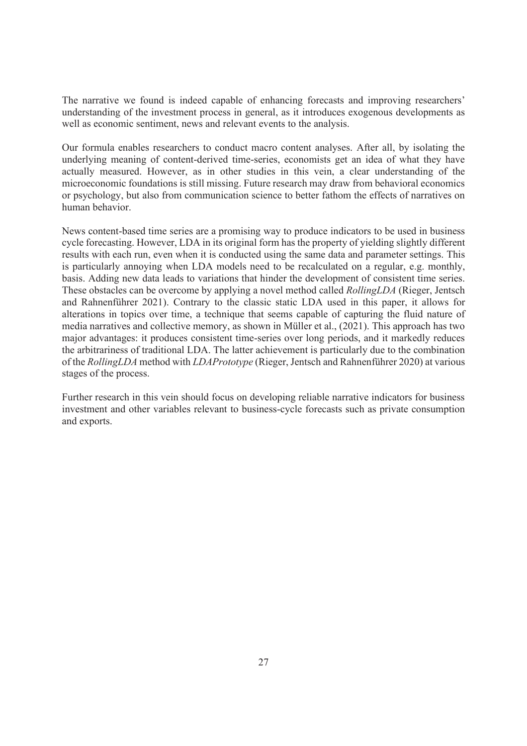The narrative we found is indeed capable of enhancing forecasts and improving researchers' understanding of the investment process in general, as it introduces exogenous developments as well as economic sentiment, news and relevant events to the analysis.

Our formula enables researchers to conduct macro content analyses. After all, by isolating the underlying meaning of content-derived time-series, economists get an idea of what they have actually measured. However, as in other studies in this vein, a clear understanding of the microeconomic foundations is still missing. Future research may draw from behavioral economics or psychology, but also from communication science to better fathom the effects of narratives on human behavior.

News content-based time series are a promising way to produce indicators to be used in business cycle forecasting. However, LDA in its original form has the property of yielding slightly different results with each run, even when it is conducted using the same data and parameter settings. This is particularly annoying when LDA models need to be recalculated on a regular, e.g. monthly, basis. Adding new data leads to variations that hinder the development of consistent time series. These obstacles can be overcome by applying a novel method called *RollingLDA* (Rieger, Jentsch and Rahnenführer 2021). Contrary to the classic static LDA used in this paper, it allows for alterations in topics over time, a technique that seems capable of capturing the fluid nature of media narratives and collective memory, as shown in Müller et al., (2021). This approach has two major advantages: it produces consistent time-series over long periods, and it markedly reduces the arbitrariness of traditional LDA. The latter achievement is particularly due to the combination of the *RollingLDA* method with *LDAPrototype* (Rieger, Jentsch and Rahnenführer 2020) at various stages of the process.

Further research in this vein should focus on developing reliable narrative indicators for business investment and other variables relevant to business-cycle forecasts such as private consumption and exports.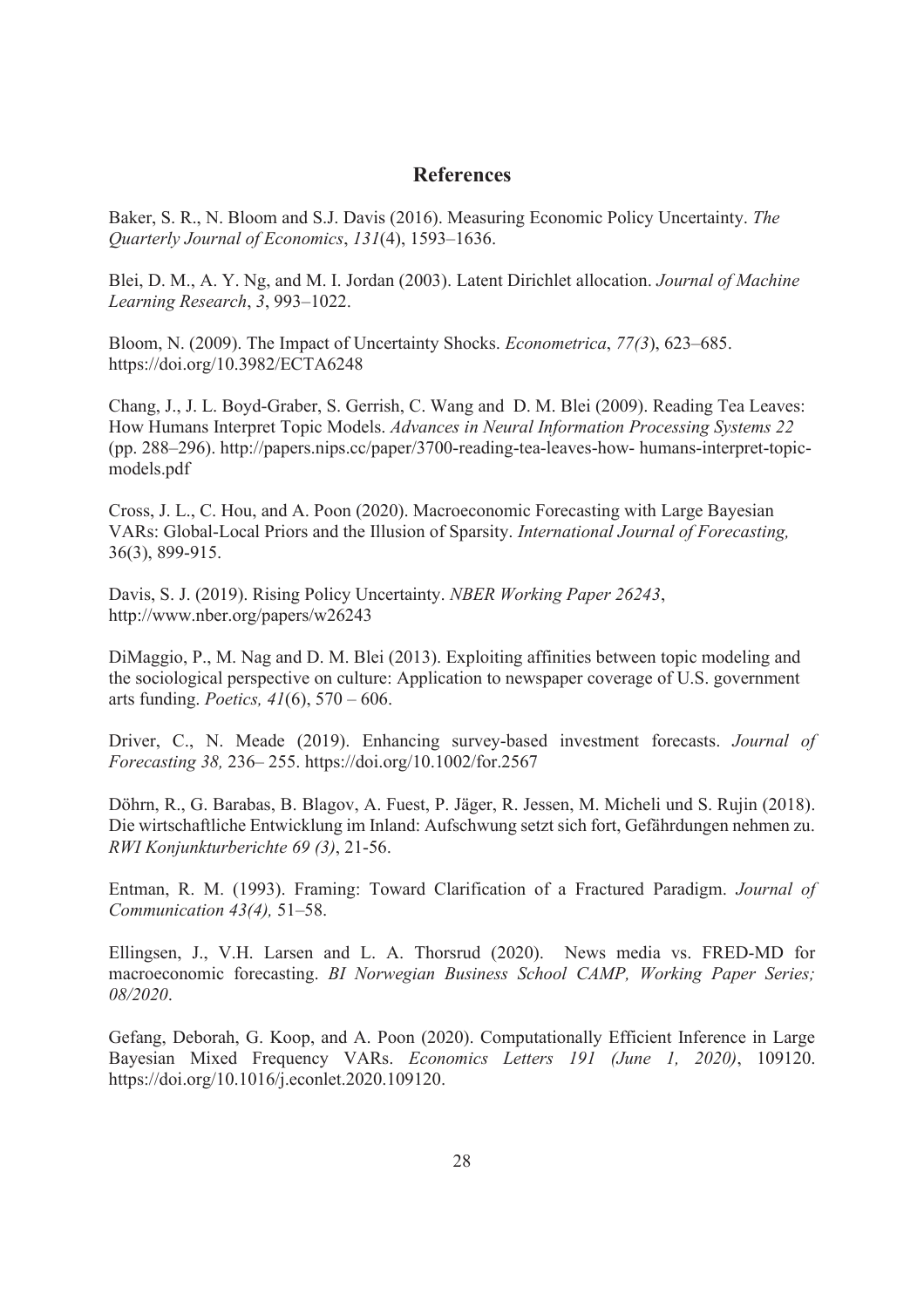# References

Baker, S. R., N. Bloom and S.J. Davis (2016). Measuring Economic Policy Uncertainty. *The Quarterly Journal of Economics*, *131*(4), 1593–1636.

Blei, D. M., A. Y. Ng, and M. I. Jordan (2003). Latent Dirichlet allocation. *Journal of Machine Learning Research*, *3*, 993–1022.

Bloom, N. (2009). The Impact of Uncertainty Shocks. *Econometrica*, *77(3*), 623–685. https://doi.org/10.3982/ECTA6248

Chang, J., J. L. Boyd-Graber, S. Gerrish, C. Wang and D. M. Blei (2009). Reading Tea Leaves: How Humans Interpret Topic Models. *Advances in Neural Information Processing Systems 22* (pp. 288–296). http://papers.nips.cc/paper/3700-reading-tea-leaves-how- humans-interpret-topic-models.pdf

Cross, J. L., C. Hou, and A. Poon (2020). Macroeconomic Forecasting with Large Bayesian VARs: Global-Local Priors and the Illusion of Sparsity. *International Journal of Forecasting,* 36(3), 899-915.

Davis, S. J. (2019). Rising Policy Uncertainty. *NBER Working Paper 26243*, http://www.nber.org/papers/w26243

DiMaggio, P., M. Nag and D. M. Blei (2013). Exploiting affinities between topic modeling and the sociological perspective on culture: Application to newspaper coverage of U.S. government arts funding. *Poetics, 41*(6), 570 – 606.

Driver, C., N. Meade (2019). Enhancing survey-based investment forecasts. *Journal of Forecasting 38,* 236– 255. https://doi.org/10.1002/for.2567

Döhrn, R., G. Barabas, B. Blagov, A. Fuest, P. Jäger, R. Jessen, M. Micheli und S. Rujin (2018). Die wirtschaftliche Entwicklung im Inland: Aufschwung setzt sich fort, Gefährdungen nehmen zu. *RWI Konjunkturberichte 69 (3)*, 21-56.

Entman, R. M. (1993). Framing: Toward Clarification of a Fractured Paradigm. *Journal of Communication 43(4),* 51–58.

Ellingsen, J., V.H. Larsen and L. A. Thorsrud (2020). News media vs. FRED-MD for macroeconomic forecasting. *BI Norwegian Business School CAMP, Working Paper Series; 08/2020*.

Gefang, Deborah, G. Koop, and A. Poon (2020). Computationally Efficient Inference in Large Bayesian Mixed Frequency VARs. *Economics Letters 191 (June 1, 2020)*, 109120. https://doi.org/10.1016/j.econlet.2020.109120.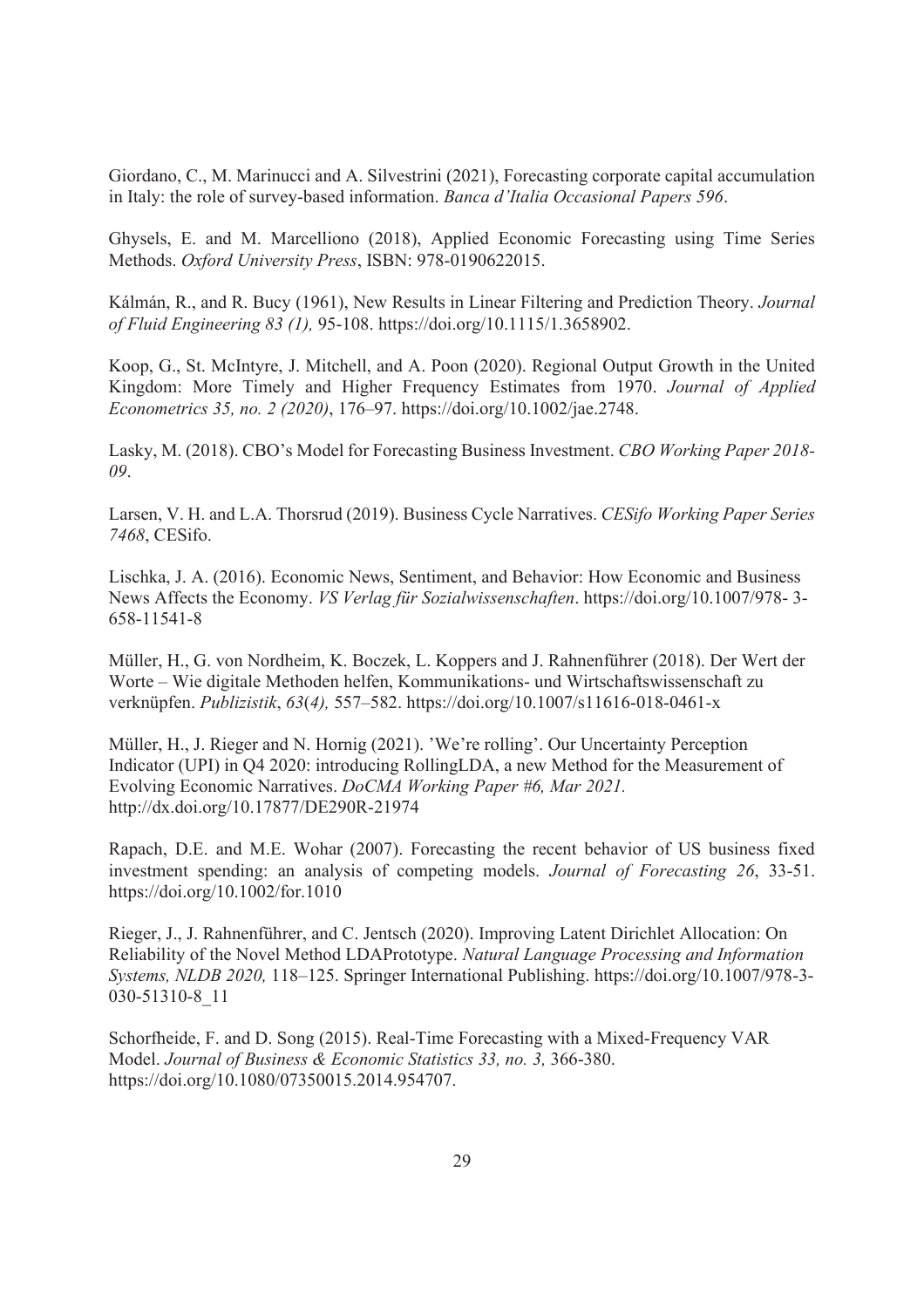Giordano, C., M. Marinucci and A. Silvestrini (2021), Forecasting corporate capital accumulation in Italy: the role of survey-based information. *Banca d'Italia Occasional Papers 596*.

Ghysels, E. and M. Marcelliono (2018), Applied Economic Forecasting using Time Series Methods. *Oxford University Press*, ISBN: 978-0190622015.

Kálmán, R., and R. Bucy (1961), New Results in Linear Filtering and Prediction Theory. *Journal of Fluid Engineering 83 (1),* 95-108. https://doi.org/10.1115/1.3658902.

Koop, G., St. McIntyre, J. Mitchell, and A. Poon (2020). Regional Output Growth in the United Kingdom: More Timely and Higher Frequency Estimates from 1970. *Journal of Applied Econometrics 35, no. 2 (2020)*, 176–97. https://doi.org/10.1002/jae.2748.

Lasky, M. (2018). CBO's Model for Forecasting Business Investment. *CBO Working Paper 2018-09*.

Larsen, V. H. and L.A. Thorsrud (2019). Business Cycle Narratives. *CESifo Working Paper Series 7468*, CESifo.

Lischka, J. A. (2016). Economic News, Sentiment, and Behavior: How Economic and Business News Affects the Economy. *VS Verlag für Sozialwissenschaften*. https://doi.org/10.1007/978- 3-658-11541-8

Müller, H., G. von Nordheim, K. Boczek, L. Koppers and J. Rahnenführer (2018). Der Wert der Worte – Wie digitale Methoden helfen, Kommunikations- und Wirtschaftswissenschaft zu verknüpfen. *Publizistik*, *63*(*4),* 557–582. https://doi.org/10.1007/s11616-018-0461-x

Müller, H., J. Rieger and N. Hornig (2021). 'We're rolling'. Our Uncertainty Perception Indicator (UPI) in Q4 2020: introducing RollingLDA, a new Method for the Measurement of Evolving Economic Narratives. *DoCMA Working Paper #6, Mar 2021.* http://dx.doi.org/10.17877/DE290R-21974

Rapach, D.E. and M.E. Wohar (2007). Forecasting the recent behavior of US business fixed investment spending: an analysis of competing models. *Journal of Forecasting 26*, 33-51. https://doi.org/10.1002/for.1010

Rieger, J., J. Rahnenführer, and C. Jentsch (2020). Improving Latent Dirichlet Allocation: On Reliability of the Novel Method LDAPrototype. *Natural Language Processing and Information Systems, NLDB 2020,* 118–125. Springer International Publishing. https://doi.org/10.1007/978-3-030-51310-8_11

Schorfheide, F. and D. Song (2015). Real-Time Forecasting with a Mixed-Frequency VAR Model. *Journal of Business & Economic Statistics 33, no. 3,* 366-380. https://doi.org/10.1080/07350015.2014.954707.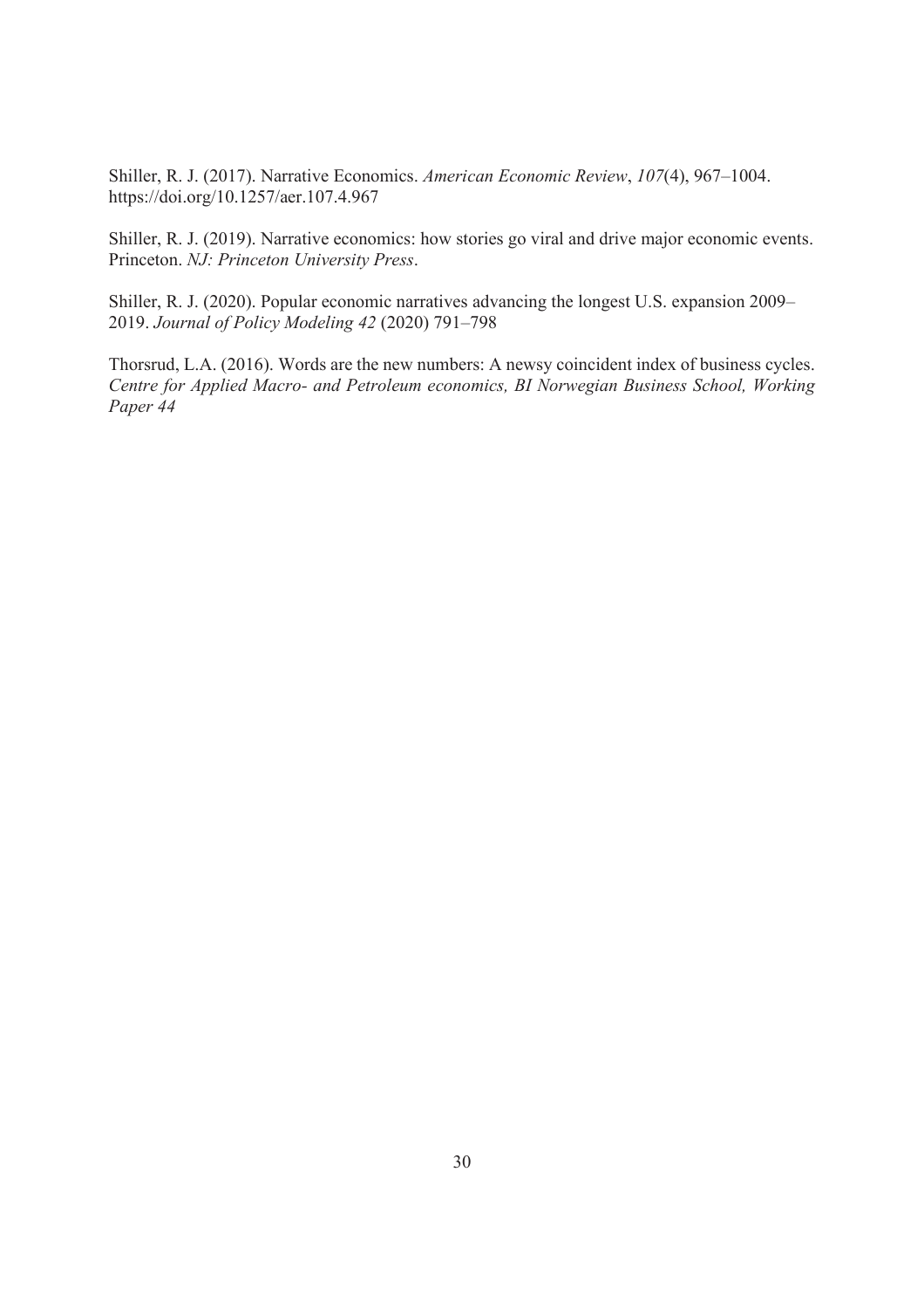Shiller, R. J. (2017). Narrative Economics. *American Economic Review*, *107*(4), 967–1004. https://doi.org/10.1257/aer.107.4.967

Shiller, R. J. (2019). Narrative economics: how stories go viral and drive major economic events. Princeton. *NJ: Princeton University Press*.

Shiller, R. J. (2020). Popular economic narratives advancing the longest U.S. expansion 2009–2019. *Journal of Policy Modeling 42* (2020) 791–798

Thorsrud, L.A. (2016). Words are the new numbers: A newsy coincident index of business cycles. *Centre for Applied Macro- and Petroleum economics, BI Norwegian Business School, Working Paper 44*